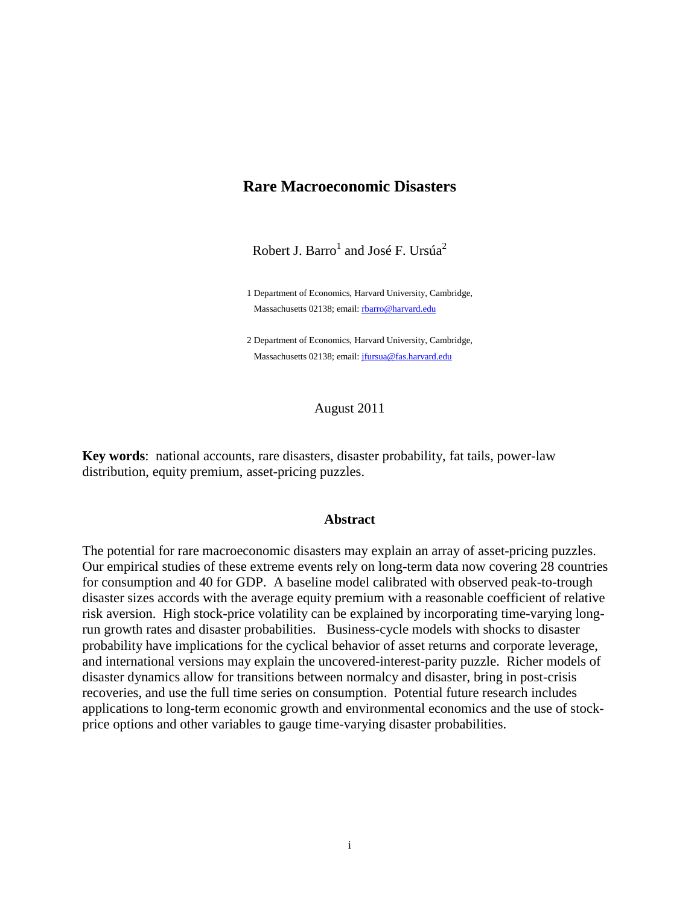# Rare Macroeconomic Disasters

Robert J. Barro[1] and José F. Ursúa[2]

1 Department of Economics, Harvard University, Cambridge, Massachusetts 02138; email: rbarro@harvard.edu

2 Department of Economics, Harvard University, Cambridge, Massachusetts 02138; email: jfursua@fas.harvard.edu

August 2011

**Key words**: national accounts, rare disasters, disaster probability, fat tails, power-law distribution, equity premium, asset-pricing puzzles.

## Abstract

The potential for rare macroeconomic disasters may explain an array of asset-pricing puzzles. Our empirical studies of these extreme events rely on long-term data now covering 28 countries for consumption and 40 for GDP. A baseline model calibrated with observed peak-to-trough disaster sizes accords with the average equity premium with a reasonable coefficient of relative risk aversion. High stock-price volatility can be explained by incorporating time-varying long-run growth rates and disaster probabilities. Business-cycle models with shocks to disaster probability have implications for the cyclical behavior of asset returns and corporate leverage, and international versions may explain the uncovered-interest-parity puzzle. Richer models of disaster dynamics allow for transitions between normalcy and disaster, bring in post-crisis recoveries, and use the full time series on consumption. Potential future research includes applications to long-term economic growth and environmental economics and the use of stock-price options and other variables to gauge time-varying disaster probabilities.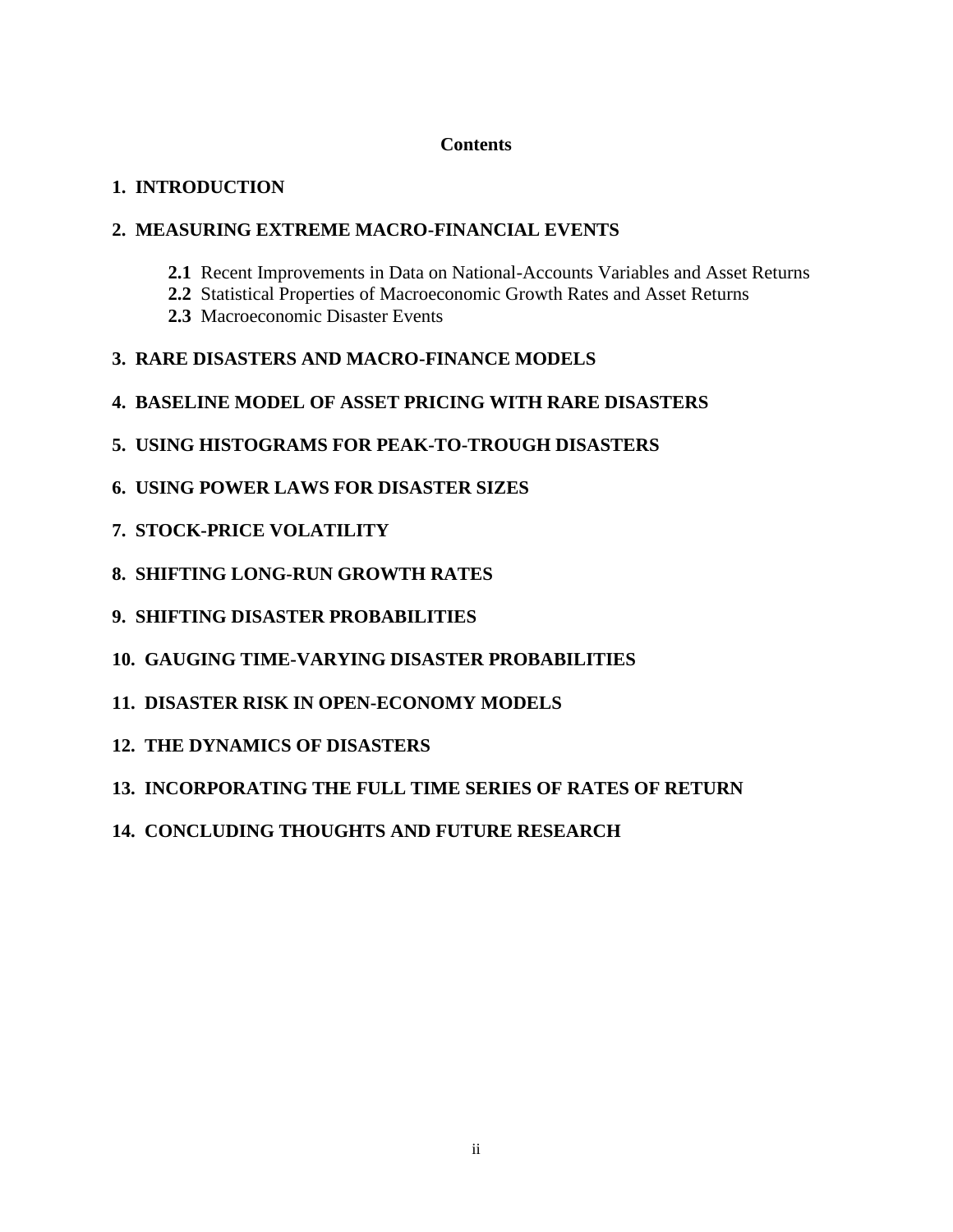# Contents

**1. INTRODUCTION**

**2. MEASURING EXTREME MACRO-FINANCIAL EVENTS**

- **2.1** Recent Improvements in Data on National-Accounts Variables and Asset Returns
- **2.2** Statistical Properties of Macroeconomic Growth Rates and Asset Returns
- **2.3** Macroeconomic Disaster Events

**3. RARE DISASTERS AND MACRO-FINANCE MODELS**

**4. BASELINE MODEL OF ASSET PRICING WITH RARE DISASTERS**

**5. USING HISTOGRAMS FOR PEAK-TO-TROUGH DISASTERS**

**6. USING POWER LAWS FOR DISASTER SIZES**

**7. STOCK-PRICE VOLATILITY**

**8. SHIFTING LONG-RUN GROWTH RATES**

**9. SHIFTING DISASTER PROBABILITIES**

**10. GAUGING TIME-VARYING DISASTER PROBABILITIES**

**11. DISASTER RISK IN OPEN-ECONOMY MODELS**

**12. THE DYNAMICS OF DISASTERS**

**13. INCORPORATING THE FULL TIME SERIES OF RATES OF RETURN**

**14. CONCLUDING THOUGHTS AND FUTURE RESEARCH**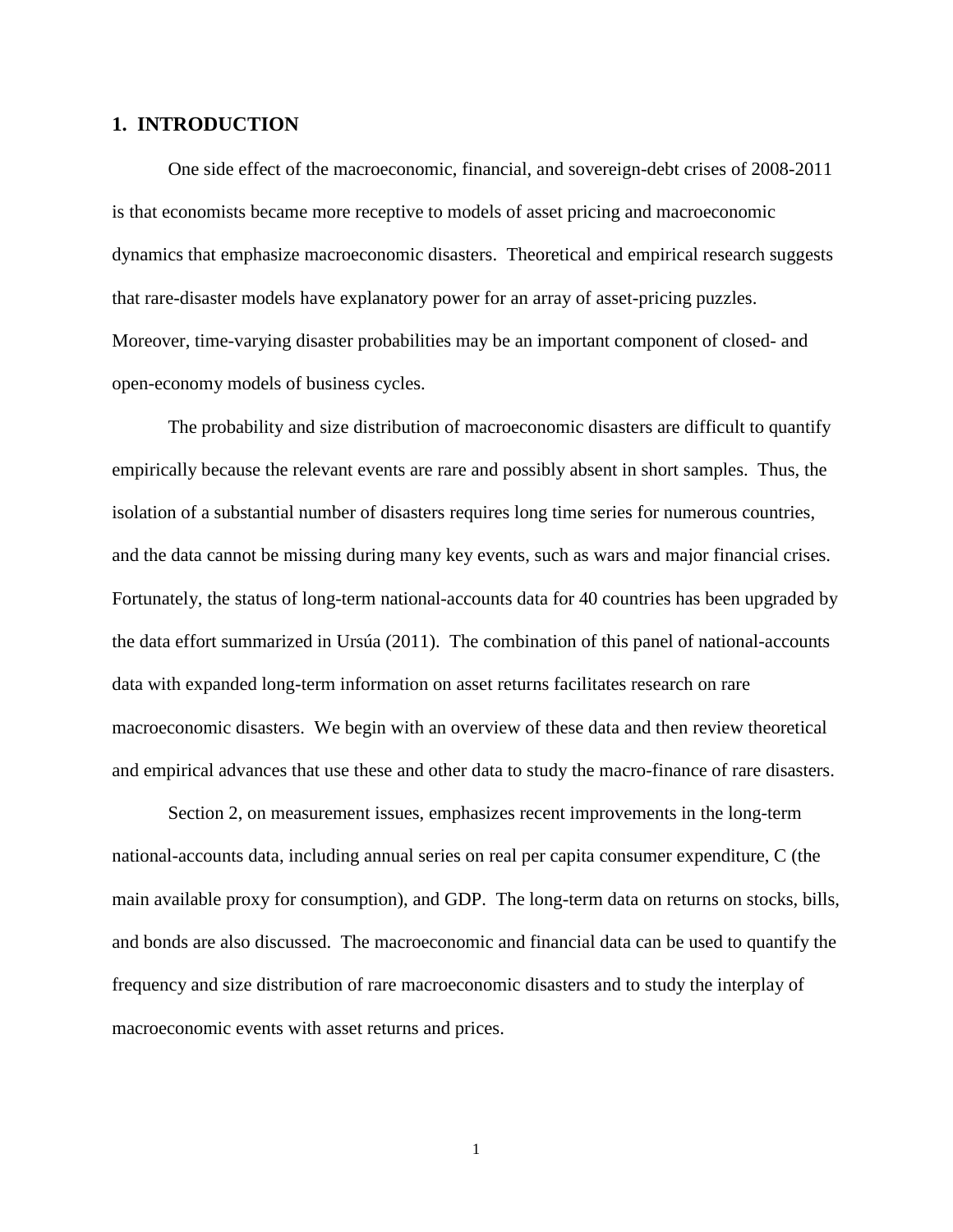## 1. INTRODUCTION

One side effect of the macroeconomic, financial, and sovereign-debt crises of 2008-2011 is that economists became more receptive to models of asset pricing and macroeconomic dynamics that emphasize macroeconomic disasters. Theoretical and empirical research suggests that rare-disaster models have explanatory power for an array of asset-pricing puzzles. Moreover, time-varying disaster probabilities may be an important component of closed- and open-economy models of business cycles.

The probability and size distribution of macroeconomic disasters are difficult to quantify empirically because the relevant events are rare and possibly absent in short samples. Thus, the isolation of a substantial number of disasters requires long time series for numerous countries, and the data cannot be missing during many key events, such as wars and major financial crises. Fortunately, the status of long-term national-accounts data for 40 countries has been upgraded by the data effort summarized in Ursúa (2011). The combination of this panel of national-accounts data with expanded long-term information on asset returns facilitates research on rare macroeconomic disasters. We begin with an overview of these data and then review theoretical and empirical advances that use these and other data to study the macro-finance of rare disasters.

Section 2, on measurement issues, emphasizes recent improvements in the long-term national-accounts data, including annual series on real per capita consumer expenditure, C (the main available proxy for consumption), and GDP. The long-term data on returns on stocks, bills, and bonds are also discussed. The macroeconomic and financial data can be used to quantify the frequency and size distribution of rare macroeconomic disasters and to study the interplay of macroeconomic events with asset returns and prices.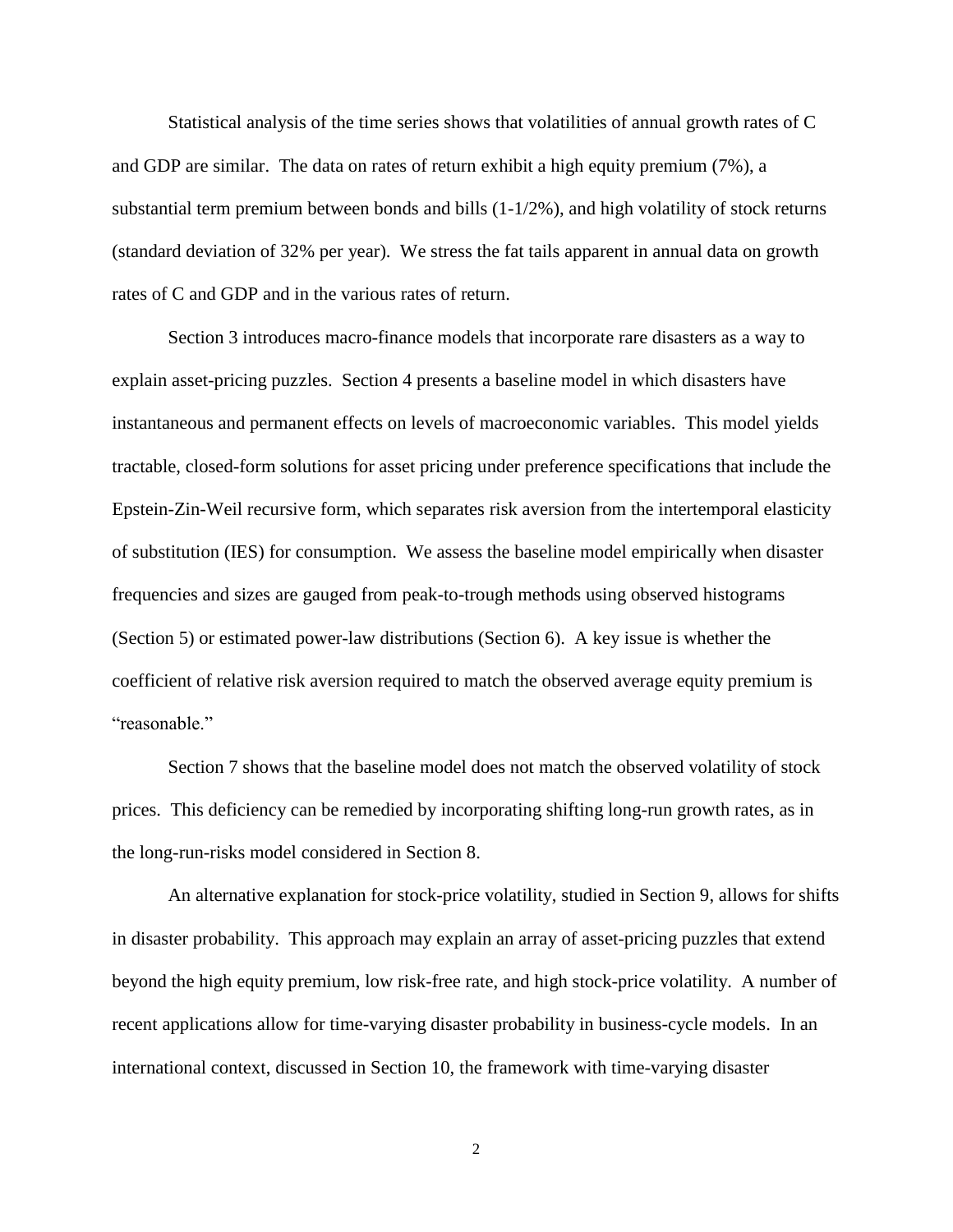Statistical analysis of the time series shows that volatilities of annual growth rates of C and GDP are similar. The data on rates of return exhibit a high equity premium (7%), a substantial term premium between bonds and bills (1-1/2%), and high volatility of stock returns (standard deviation of 32% per year). We stress the fat tails apparent in annual data on growth rates of C and GDP and in the various rates of return.

Section 3 introduces macro-finance models that incorporate rare disasters as a way to explain asset-pricing puzzles. Section 4 presents a baseline model in which disasters have instantaneous and permanent effects on levels of macroeconomic variables. This model yields tractable, closed-form solutions for asset pricing under preference specifications that include the Epstein-Zin-Weil recursive form, which separates risk aversion from the intertemporal elasticity of substitution (IES) for consumption. We assess the baseline model empirically when disaster frequencies and sizes are gauged from peak-to-trough methods using observed histograms (Section 5) or estimated power-law distributions (Section 6). A key issue is whether the coefficient of relative risk aversion required to match the observed average equity premium is "reasonable."

Section 7 shows that the baseline model does not match the observed volatility of stock prices. This deficiency can be remedied by incorporating shifting long-run growth rates, as in the long-run-risks model considered in Section 8.

An alternative explanation for stock-price volatility, studied in Section 9, allows for shifts in disaster probability. This approach may explain an array of asset-pricing puzzles that extend beyond the high equity premium, low risk-free rate, and high stock-price volatility. A number of recent applications allow for time-varying disaster probability in business-cycle models. In an international context, discussed in Section 10, the framework with time-varying disaster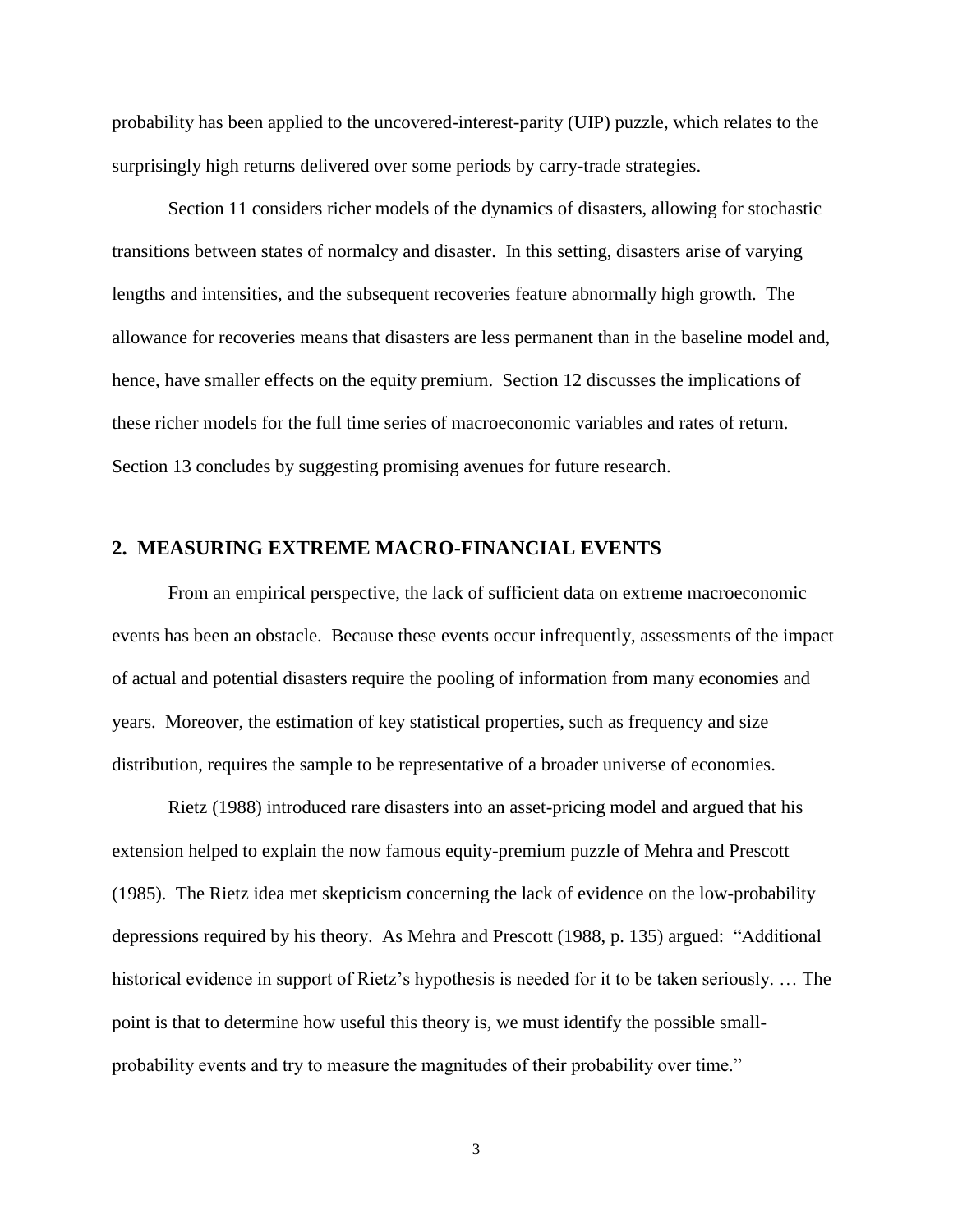probability has been applied to the uncovered-interest-parity (UIP) puzzle, which relates to the surprisingly high returns delivered over some periods by carry-trade strategies.

Section 11 considers richer models of the dynamics of disasters, allowing for stochastic transitions between states of normalcy and disaster. In this setting, disasters arise of varying lengths and intensities, and the subsequent recoveries feature abnormally high growth. The allowance for recoveries means that disasters are less permanent than in the baseline model and, hence, have smaller effects on the equity premium. Section 12 discusses the implications of these richer models for the full time series of macroeconomic variables and rates of return. Section 13 concludes by suggesting promising avenues for future research.

## 2. MEASURING EXTREME MACRO-FINANCIAL EVENTS

From an empirical perspective, the lack of sufficient data on extreme macroeconomic events has been an obstacle. Because these events occur infrequently, assessments of the impact of actual and potential disasters require the pooling of information from many economies and years. Moreover, the estimation of key statistical properties, such as frequency and size distribution, requires the sample to be representative of a broader universe of economies.

Rietz (1988) introduced rare disasters into an asset-pricing model and argued that his extension helped to explain the now famous equity-premium puzzle of Mehra and Prescott (1985). The Rietz idea met skepticism concerning the lack of evidence on the low-probability depressions required by his theory. As Mehra and Prescott (1988, p. 135) argued: "Additional historical evidence in support of Rietz's hypothesis is needed for it to be taken seriously. … The point is that to determine how useful this theory is, we must identify the possible small-probability events and try to measure the magnitudes of their probability over time."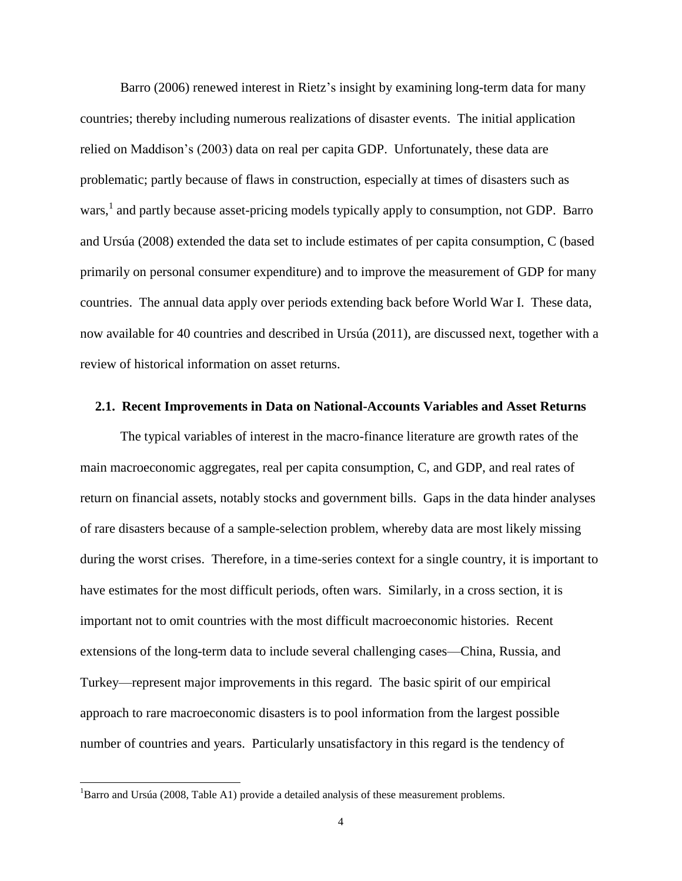Barro (2006) renewed interest in Rietz's insight by examining long-term data for many countries; thereby including numerous realizations of disaster events. The initial application relied on Maddison's (2003) data on real per capita GDP. Unfortunately, these data are problematic; partly because of flaws in construction, especially at times of disasters such as wars,[1] and partly because asset-pricing models typically apply to consumption, not GDP. Barro and Ursúa (2008) extended the data set to include estimates of per capita consumption, C (based primarily on personal consumer expenditure) and to improve the measurement of GDP for many countries. The annual data apply over periods extending back before World War I. These data, now available for 40 countries and described in Ursúa (2011), are discussed next, together with a review of historical information on asset returns.

### 2.1. Recent Improvements in Data on National-Accounts Variables and Asset Returns

The typical variables of interest in the macro-finance literature are growth rates of the main macroeconomic aggregates, real per capita consumption, C, and GDP, and real rates of return on financial assets, notably stocks and government bills. Gaps in the data hinder analyses of rare disasters because of a sample-selection problem, whereby data are most likely missing during the worst crises. Therefore, in a time-series context for a single country, it is important to have estimates for the most difficult periods, often wars. Similarly, in a cross section, it is important not to omit countries with the most difficult macroeconomic histories. Recent extensions of the long-term data to include several challenging cases—China, Russia, and Turkey—represent major improvements in this regard. The basic spirit of our empirical approach to rare macroeconomic disasters is to pool information from the largest possible number of countries and years. Particularly unsatisfactory in this regard is the tendency of

[1] Barro and Ursúa (2008, Table A1) provide a detailed analysis of these measurement problems.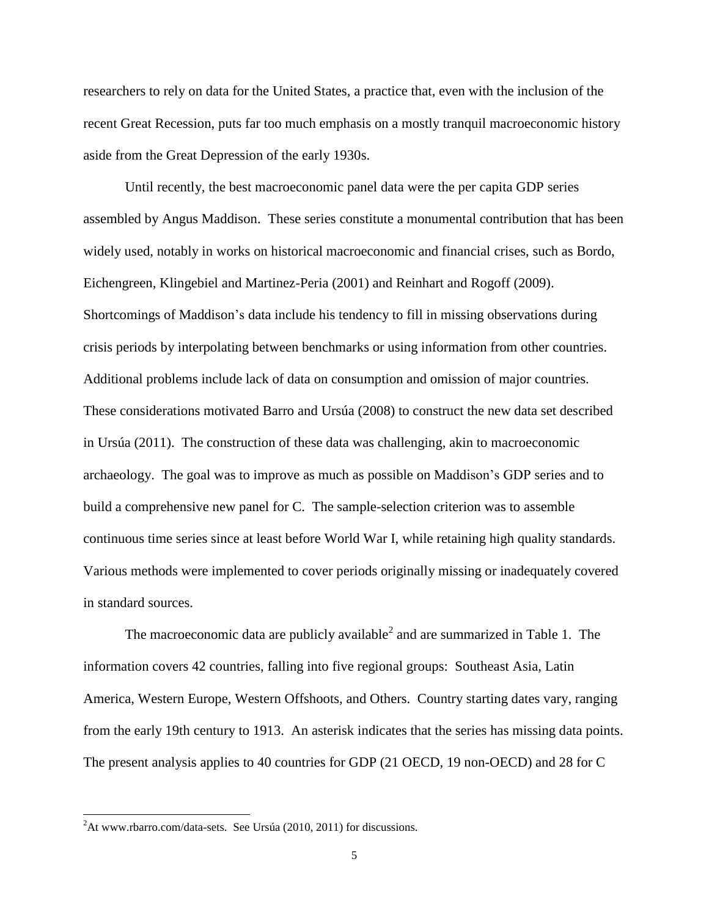researchers to rely on data for the United States, a practice that, even with the inclusion of the recent Great Recession, puts far too much emphasis on a mostly tranquil macroeconomic history aside from the Great Depression of the early 1930s.

Until recently, the best macroeconomic panel data were the per capita GDP series assembled by Angus Maddison. These series constitute a monumental contribution that has been widely used, notably in works on historical macroeconomic and financial crises, such as Bordo, Eichengreen, Klingebiel and Martinez-Peria (2001) and Reinhart and Rogoff (2009). Shortcomings of Maddison's data include his tendency to fill in missing observations during crisis periods by interpolating between benchmarks or using information from other countries. Additional problems include lack of data on consumption and omission of major countries. These considerations motivated Barro and Ursúa (2008) to construct the new data set described in Ursúa (2011). The construction of these data was challenging, akin to macroeconomic archaeology. The goal was to improve as much as possible on Maddison's GDP series and to build a comprehensive new panel for C. The sample-selection criterion was to assemble continuous time series since at least before World War I, while retaining high quality standards. Various methods were implemented to cover periods originally missing or inadequately covered in standard sources.

The macroeconomic data are publicly available[2] and are summarized in Table 1. The information covers 42 countries, falling into five regional groups: Southeast Asia, Latin America, Western Europe, Western Offshoots, and Others. Country starting dates vary, ranging from the early 19th century to 1913. An asterisk indicates that the series has missing data points. The present analysis applies to 40 countries for GDP (21 OECD, 19 non-OECD) and 28 for C

[2] At www.rbarro.com/data-sets. See Ursúa (2010, 2011) for discussions.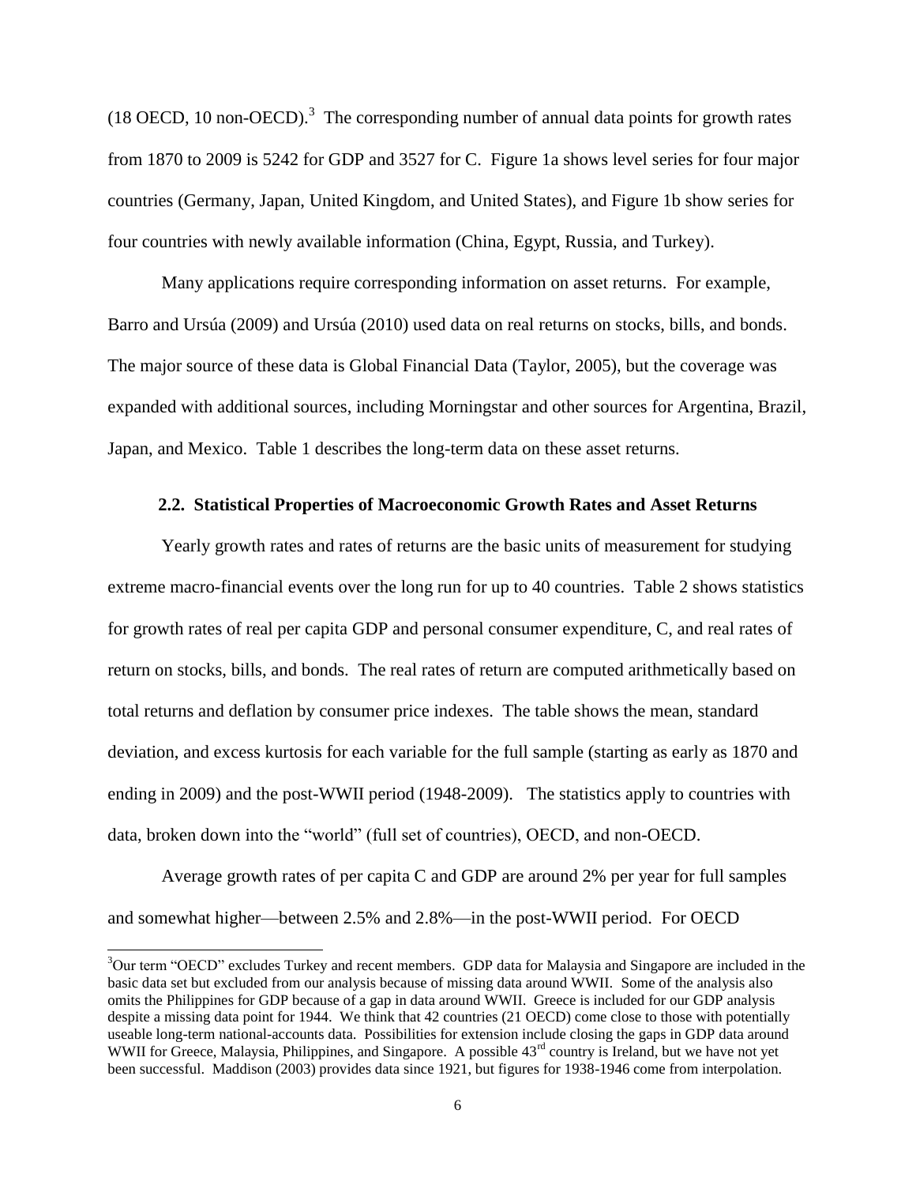(18 OECD, 10 non-OECD).[3] The corresponding number of annual data points for growth rates from 1870 to 2009 is 5242 for GDP and 3527 for C. Figure 1a shows level series for four major countries (Germany, Japan, United Kingdom, and United States), and Figure 1b show series for four countries with newly available information (China, Egypt, Russia, and Turkey).

Many applications require corresponding information on asset returns. For example, Barro and Ursúa (2009) and Ursúa (2010) used data on real returns on stocks, bills, and bonds. The major source of these data is Global Financial Data (Taylor, 2005), but the coverage was expanded with additional sources, including Morningstar and other sources for Argentina, Brazil, Japan, and Mexico. Table 1 describes the long-term data on these asset returns.

### 2.2. Statistical Properties of Macroeconomic Growth Rates and Asset Returns

Yearly growth rates and rates of returns are the basic units of measurement for studying extreme macro-financial events over the long run for up to 40 countries. Table 2 shows statistics for growth rates of real per capita GDP and personal consumer expenditure, C, and real rates of return on stocks, bills, and bonds. The real rates of return are computed arithmetically based on total returns and deflation by consumer price indexes. The table shows the mean, standard deviation, and excess kurtosis for each variable for the full sample (starting as early as 1870 and ending in 2009) and the post-WWII period (1948-2009). The statistics apply to countries with data, broken down into the "world" (full set of countries), OECD, and non-OECD.

Average growth rates of per capita C and GDP are around 2% per year for full samples and somewhat higher—between 2.5% and 2.8%—in the post-WWII period. For OECD

[3] Our term "OECD" excludes Turkey and recent members. GDP data for Malaysia and Singapore are included in the basic data set but excluded from our analysis because of missing data around WWII. Some of the analysis also omits the Philippines for GDP because of a gap in data around WWII. Greece is included for our GDP analysis despite a missing data point for 1944. We think that 42 countries (21 OECD) come close to those with potentially useable long-term national-accounts data. Possibilities for extension include closing the gaps in GDP data around WWII for Greece, Malaysia, Philippines, and Singapore. A possible 43rd country is Ireland, but we have not yet been successful. Maddison (2003) provides data since 1921, but figures for 1938-1946 come from interpolation.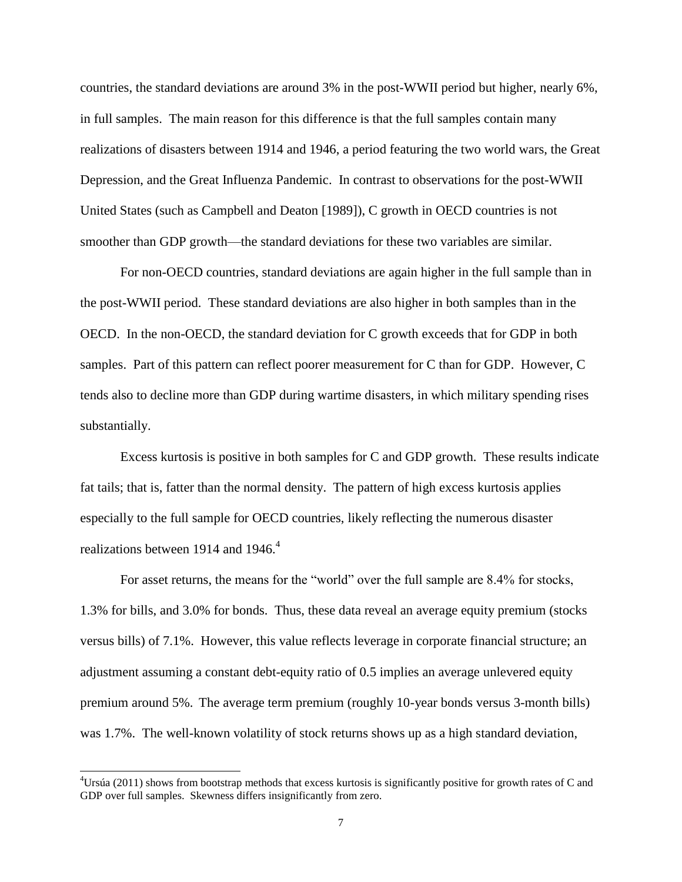countries, the standard deviations are around 3% in the post-WWII period but higher, nearly 6%, in full samples. The main reason for this difference is that the full samples contain many realizations of disasters between 1914 and 1946, a period featuring the two world wars, the Great Depression, and the Great Influenza Pandemic. In contrast to observations for the post-WWII United States (such as Campbell and Deaton [1989]), C growth in OECD countries is not smoother than GDP growth—the standard deviations for these two variables are similar.

For non-OECD countries, standard deviations are again higher in the full sample than in the post-WWII period. These standard deviations are also higher in both samples than in the OECD. In the non-OECD, the standard deviation for C growth exceeds that for GDP in both samples. Part of this pattern can reflect poorer measurement for C than for GDP. However, C tends also to decline more than GDP during wartime disasters, in which military spending rises substantially.

Excess kurtosis is positive in both samples for C and GDP growth. These results indicate fat tails; that is, fatter than the normal density. The pattern of high excess kurtosis applies especially to the full sample for OECD countries, likely reflecting the numerous disaster realizations between 1914 and 1946.[4]

For asset returns, the means for the "world" over the full sample are 8.4% for stocks, 1.3% for bills, and 3.0% for bonds. Thus, these data reveal an average equity premium (stocks versus bills) of 7.1%. However, this value reflects leverage in corporate financial structure; an adjustment assuming a constant debt-equity ratio of 0.5 implies an average unlevered equity premium around 5%. The average term premium (roughly 10-year bonds versus 3-month bills) was 1.7%. The well-known volatility of stock returns shows up as a high standard deviation,

[4] Ursúa (2011) shows from bootstrap methods that excess kurtosis is significantly positive for growth rates of C and GDP over full samples. Skewness differs insignificantly from zero.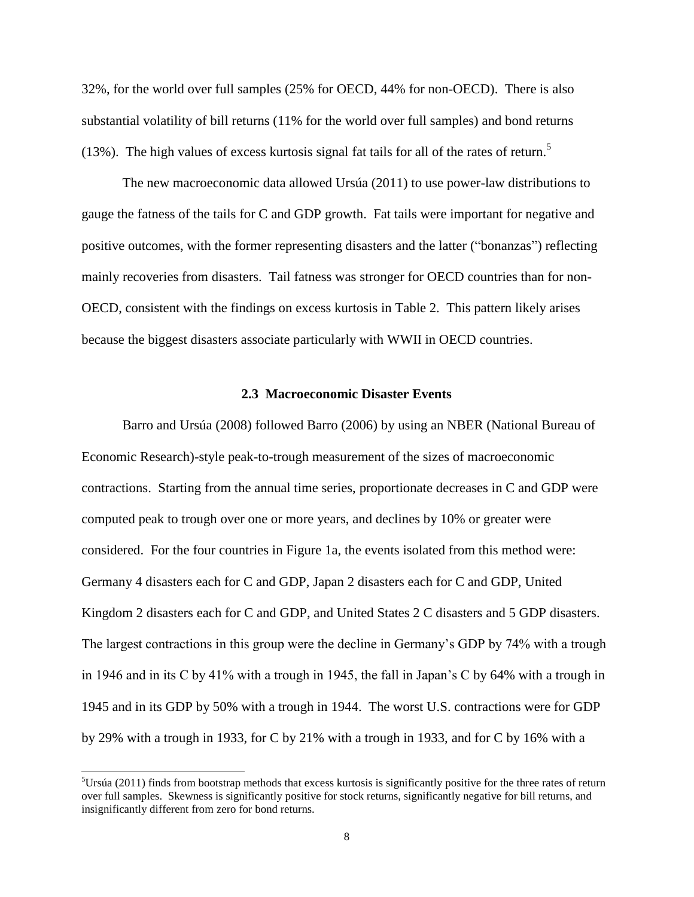32%, for the world over full samples (25% for OECD, 44% for non-OECD). There is also substantial volatility of bill returns (11% for the world over full samples) and bond returns (13%). The high values of excess kurtosis signal fat tails for all of the rates of return.[5]

The new macroeconomic data allowed Ursúa (2011) to use power-law distributions to gauge the fatness of the tails for C and GDP growth. Fat tails were important for negative and positive outcomes, with the former representing disasters and the latter ("bonanzas") reflecting mainly recoveries from disasters. Tail fatness was stronger for OECD countries than for non-OECD, consistent with the findings on excess kurtosis in Table 2. This pattern likely arises because the biggest disasters associate particularly with WWII in OECD countries.

### 2.3 Macroeconomic Disaster Events

Barro and Ursúa (2008) followed Barro (2006) by using an NBER (National Bureau of Economic Research)-style peak-to-trough measurement of the sizes of macroeconomic contractions. Starting from the annual time series, proportionate decreases in C and GDP were computed peak to trough over one or more years, and declines by 10% or greater were considered. For the four countries in Figure 1a, the events isolated from this method were: Germany 4 disasters each for C and GDP, Japan 2 disasters each for C and GDP, United Kingdom 2 disasters each for C and GDP, and United States 2 C disasters and 5 GDP disasters. The largest contractions in this group were the decline in Germany's GDP by 74% with a trough in 1946 and in its C by 41% with a trough in 1945, the fall in Japan's C by 64% with a trough in 1945 and in its GDP by 50% with a trough in 1944. The worst U.S. contractions were for GDP by 29% with a trough in 1933, for C by 21% with a trough in 1933, and for C by 16% with a

[5] Ursúa (2011) finds from bootstrap methods that excess kurtosis is significantly positive for the three rates of return over full samples. Skewness is significantly positive for stock returns, significantly negative for bill returns, and insignificantly different from zero for bond returns.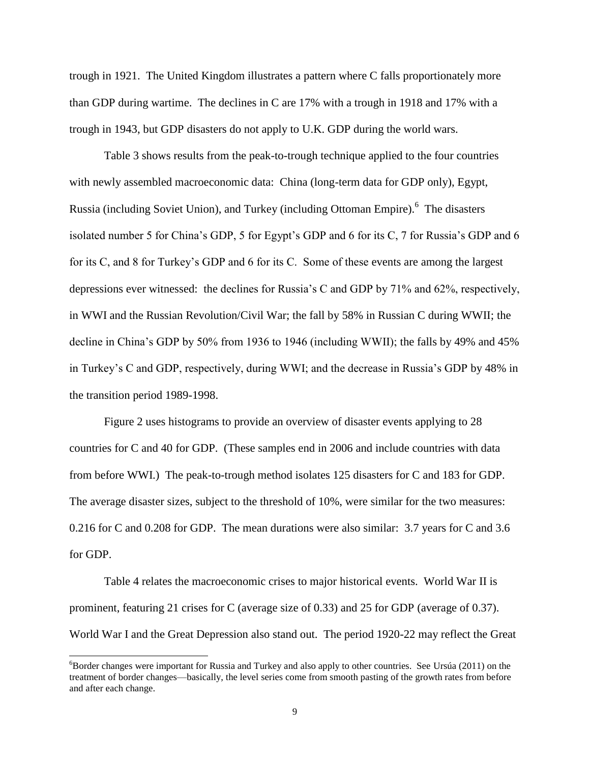trough in 1921. The United Kingdom illustrates a pattern where C falls proportionately more than GDP during wartime. The declines in C are 17% with a trough in 1918 and 17% with a trough in 1943, but GDP disasters do not apply to U.K. GDP during the world wars.

Table 3 shows results from the peak-to-trough technique applied to the four countries with newly assembled macroeconomic data: China (long-term data for GDP only), Egypt, Russia (including Soviet Union), and Turkey (including Ottoman Empire).[6] The disasters isolated number 5 for China's GDP, 5 for Egypt's GDP and 6 for its C, 7 for Russia's GDP and 6 for its C, and 8 for Turkey's GDP and 6 for its C. Some of these events are among the largest depressions ever witnessed: the declines for Russia's C and GDP by 71% and 62%, respectively, in WWI and the Russian Revolution/Civil War; the fall by 58% in Russian C during WWII; the decline in China's GDP by 50% from 1936 to 1946 (including WWII); the falls by 49% and 45% in Turkey's C and GDP, respectively, during WWI; and the decrease in Russia's GDP by 48% in the transition period 1989-1998.

Figure 2 uses histograms to provide an overview of disaster events applying to 28 countries for C and 40 for GDP. (These samples end in 2006 and include countries with data from before WWI.) The peak-to-trough method isolates 125 disasters for C and 183 for GDP. The average disaster sizes, subject to the threshold of 10%, were similar for the two measures: 0.216 for C and 0.208 for GDP. The mean durations were also similar: 3.7 years for C and 3.6 for GDP.

Table 4 relates the macroeconomic crises to major historical events. World War II is prominent, featuring 21 crises for C (average size of 0.33) and 25 for GDP (average of 0.37). World War I and the Great Depression also stand out. The period 1920-22 may reflect the Great

[6] Border changes were important for Russia and Turkey and also apply to other countries. See Ursúa (2011) on the treatment of border changes—basically, the level series come from smooth pasting of the growth rates from before and after each change.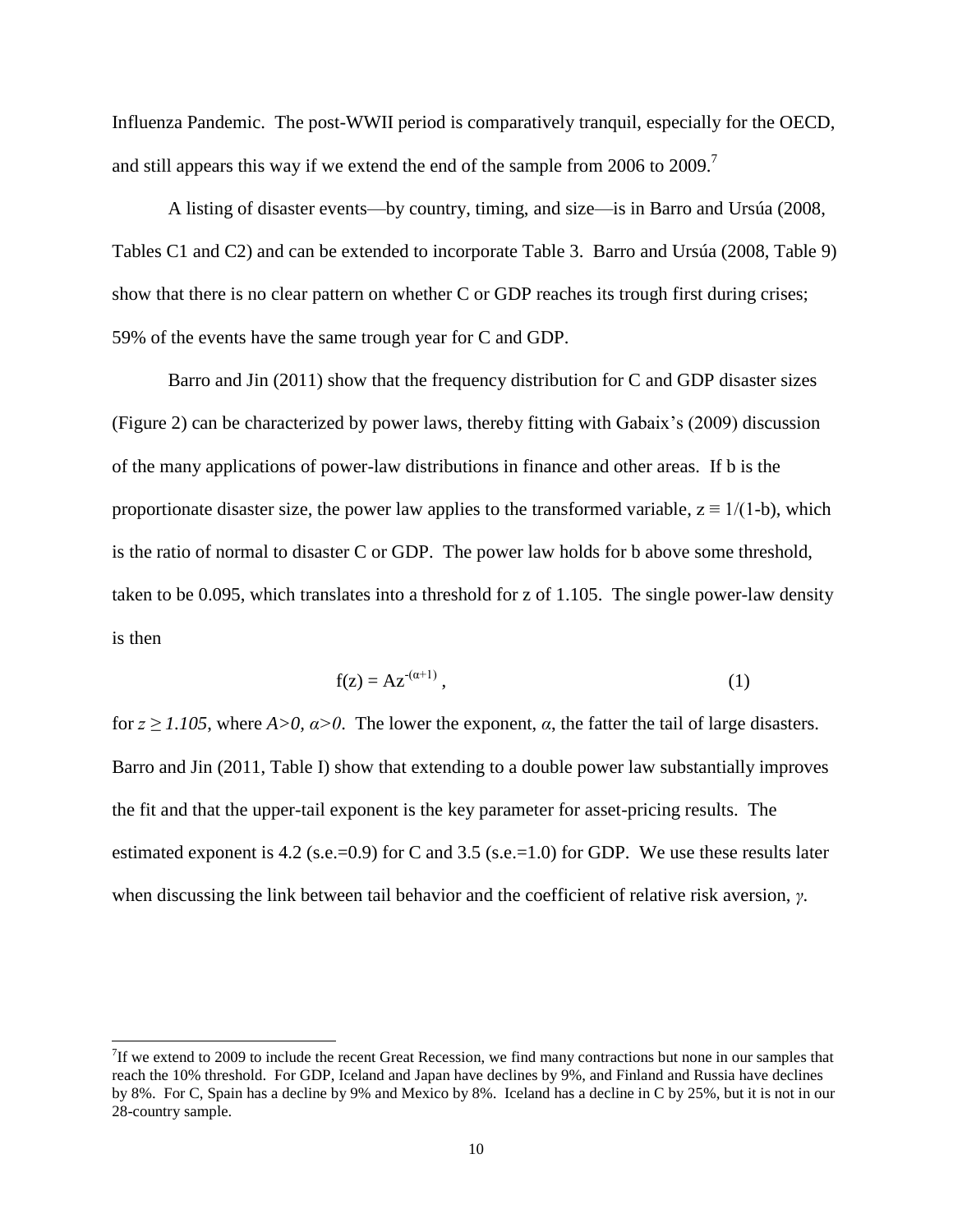Influenza Pandemic. The post-WWII period is comparatively tranquil, especially for the OECD, and still appears this way if we extend the end of the sample from 2006 to 2009.[7]

A listing of disaster events—by country, timing, and size—is in Barro and Ursúa (2008, Tables C1 and C2) and can be extended to incorporate Table 3. Barro and Ursúa (2008, Table 9) show that there is no clear pattern on whether C or GDP reaches its trough first during crises; 59% of the events have the same trough year for C and GDP.

Barro and Jin (2011) show that the frequency distribution for C and GDP disaster sizes (Figure 2) can be characterized by power laws, thereby fitting with Gabaix's (2009) discussion of the many applications of power-law distributions in finance and other areas. If b is the proportionate disaster size, the power law applies to the transformed variable, $z \equiv 1/(1-b)$, which is the ratio of normal to disaster C or GDP. The power law holds for b above some threshold, taken to be 0.095, which translates into a threshold for z of 1.105. The single power-law density is then

$$f(z) = Az^{-(\alpha+1)}, \tag{1}$$

for $z \geq 1.105$, where $A>0$, $\alpha>0$. The lower the exponent, $\alpha$, the fatter the tail of large disasters. Barro and Jin (2011, Table I) show that extending to a double power law substantially improves the fit and that the upper-tail exponent is the key parameter for asset-pricing results. The estimated exponent is 4.2 (s.e.=0.9) for C and 3.5 (s.e.=1.0) for GDP. We use these results later when discussing the link between tail behavior and the coefficient of relative risk aversion, $\gamma$.

[7] If we extend to 2009 to include the recent Great Recession, we find many contractions but none in our samples that reach the 10% threshold. For GDP, Iceland and Japan have declines by 9%, and Finland and Russia have declines by 8%. For C, Spain has a decline by 9% and Mexico by 8%. Iceland has a decline in C by 25%, but it is not in our 28-country sample.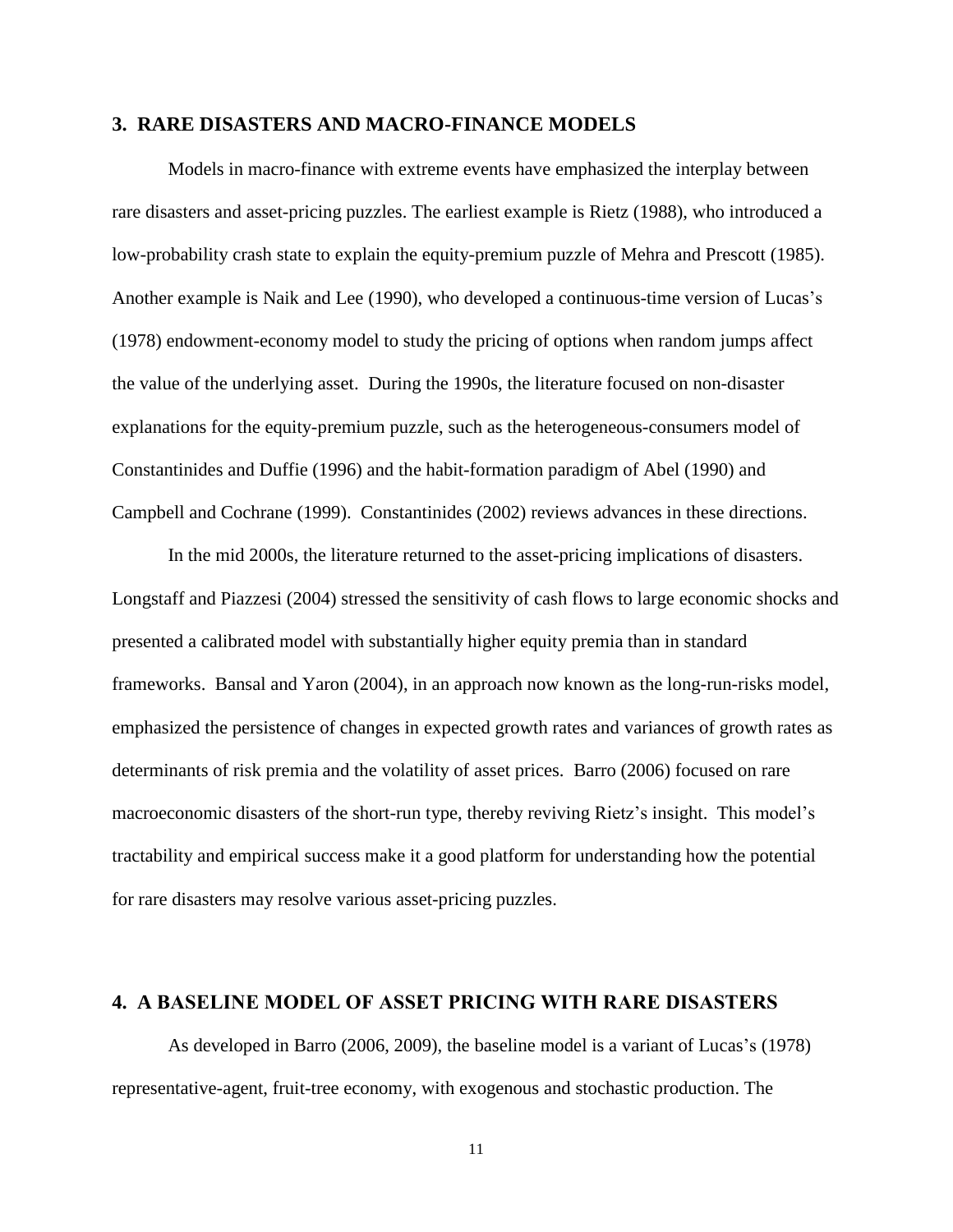## 3. RARE DISASTERS AND MACRO-FINANCE MODELS

Models in macro-finance with extreme events have emphasized the interplay between rare disasters and asset-pricing puzzles. The earliest example is Rietz (1988), who introduced a low-probability crash state to explain the equity-premium puzzle of Mehra and Prescott (1985). Another example is Naik and Lee (1990), who developed a continuous-time version of Lucas's (1978) endowment-economy model to study the pricing of options when random jumps affect the value of the underlying asset. During the 1990s, the literature focused on non-disaster explanations for the equity-premium puzzle, such as the heterogeneous-consumers model of Constantinides and Duffie (1996) and the habit-formation paradigm of Abel (1990) and Campbell and Cochrane (1999). Constantinides (2002) reviews advances in these directions.

In the mid 2000s, the literature returned to the asset-pricing implications of disasters. Longstaff and Piazzesi (2004) stressed the sensitivity of cash flows to large economic shocks and presented a calibrated model with substantially higher equity premia than in standard frameworks. Bansal and Yaron (2004), in an approach now known as the long-run-risks model, emphasized the persistence of changes in expected growth rates and variances of growth rates as determinants of risk premia and the volatility of asset prices. Barro (2006) focused on rare macroeconomic disasters of the short-run type, thereby reviving Rietz's insight. This model's tractability and empirical success make it a good platform for understanding how the potential for rare disasters may resolve various asset-pricing puzzles.

## 4. A BASELINE MODEL OF ASSET PRICING WITH RARE DISASTERS

As developed in Barro (2006, 2009), the baseline model is a variant of Lucas's (1978) representative-agent, fruit-tree economy, with exogenous and stochastic production. The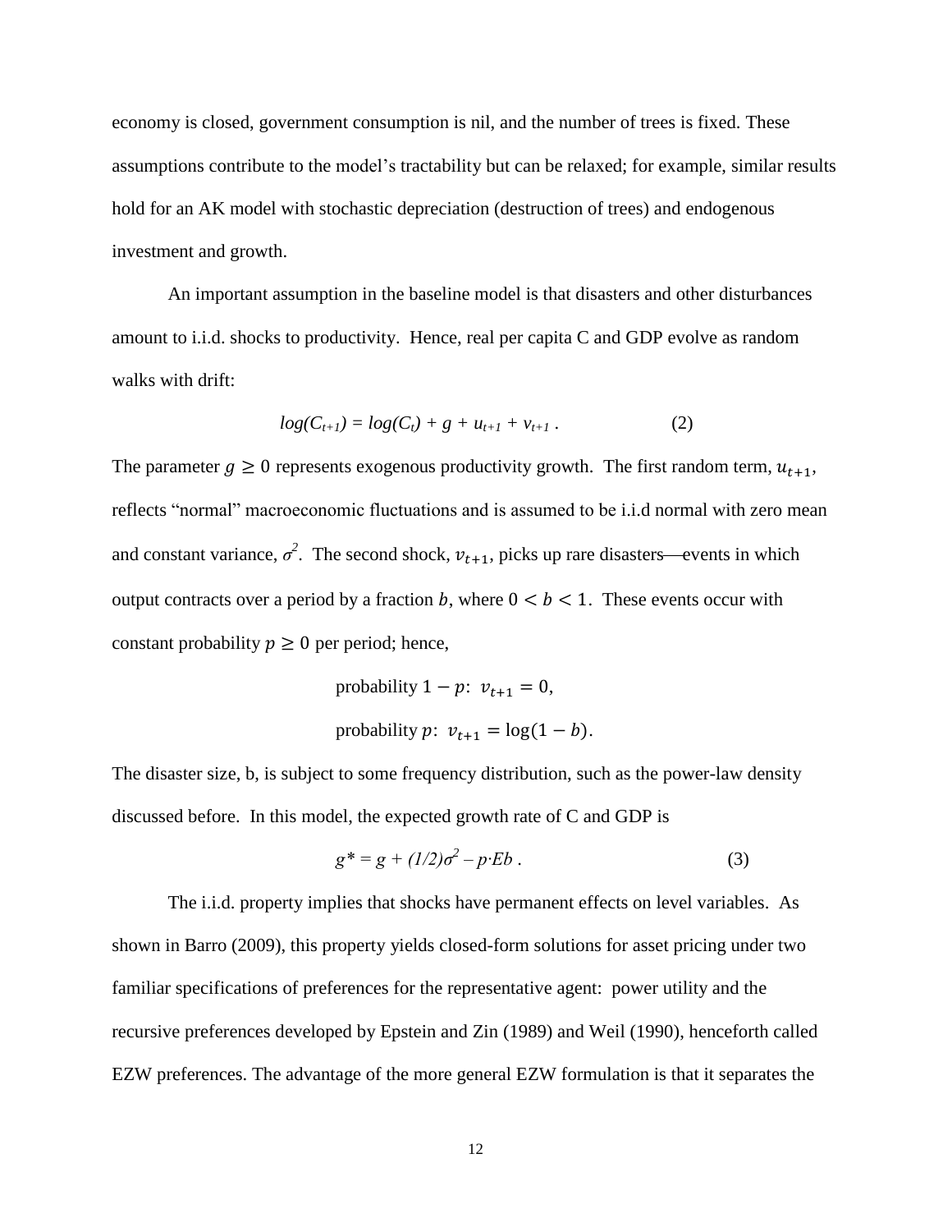economy is closed, government consumption is nil, and the number of trees is fixed. These assumptions contribute to the model's tractability but can be relaxed; for example, similar results hold for an AK model with stochastic depreciation (destruction of trees) and endogenous investment and growth.

An important assumption in the baseline model is that disasters and other disturbances amount to i.i.d. shocks to productivity. Hence, real per capita C and GDP evolve as random walks with drift:

$$log(C_{t+1}) = log(C_t) + g + u_{t+1} + v_{t+1} \, . \qquad (2)$$

The parameter $g \geq 0$ represents exogenous productivity growth. The first random term, $u_{t+1}$, reflects "normal" macroeconomic fluctuations and is assumed to be i.i.d normal with zero mean and constant variance, $\sigma^2$. The second shock, $v_{t+1}$, picks up rare disasters—events in which output contracts over a period by a fraction $b$, where $0 < b < 1$. These events occur with constant probability $p \geq 0$ per period; hence,

probability $1 - p$: $v_{t+1} = 0$,

probability $p$: $v_{t+1} = \log(1 - b)$.

The disaster size, b, is subject to some frequency distribution, such as the power-law density discussed before. In this model, the expected growth rate of C and GDP is

$$g^* = g + (1/2)\sigma^2 - p{\cdot}Eb \, . \qquad (3)$$

The i.i.d. property implies that shocks have permanent effects on level variables. As shown in Barro (2009), this property yields closed-form solutions for asset pricing under two familiar specifications of preferences for the representative agent: power utility and the recursive preferences developed by Epstein and Zin (1989) and Weil (1990), henceforth called EZW preferences. The advantage of the more general EZW formulation is that it separates the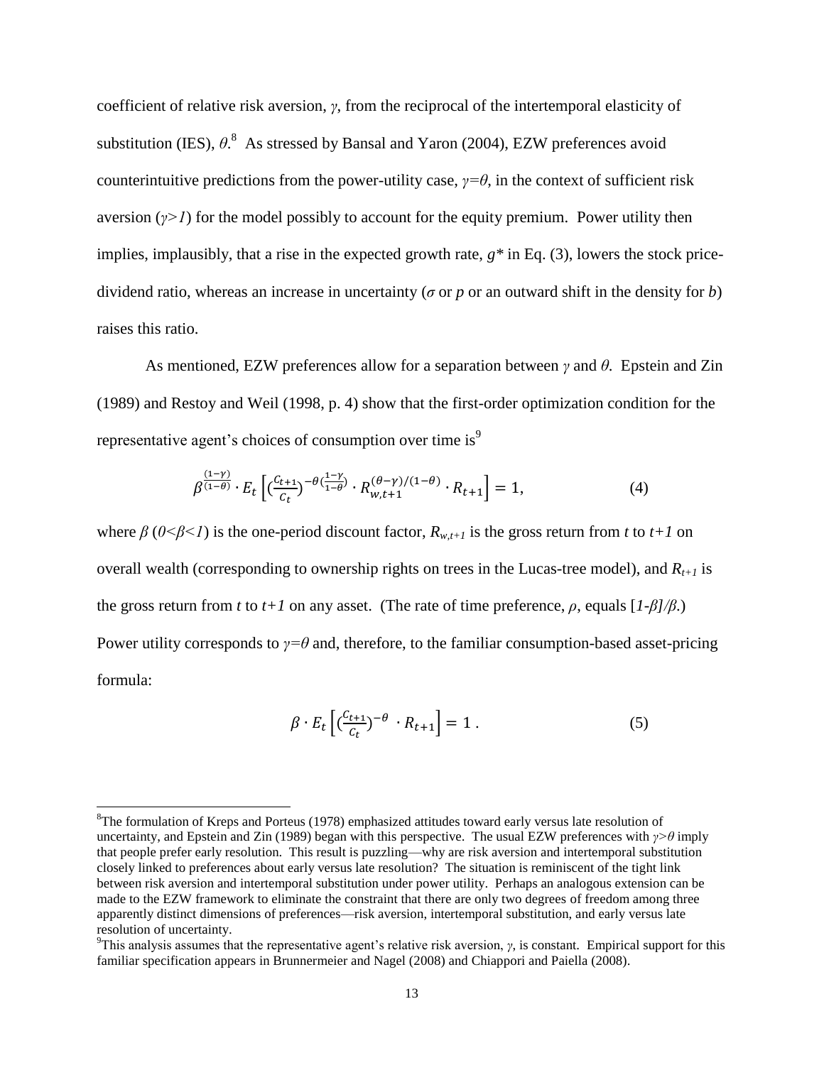coefficient of relative risk aversion, $\gamma$, from the reciprocal of the intertemporal elasticity of substitution (IES), $\theta$.[8] As stressed by Bansal and Yaron (2004), EZW preferences avoid counterintuitive predictions from the power-utility case, $\gamma=\theta$, in the context of sufficient risk aversion ($\gamma>1$) for the model possibly to account for the equity premium. Power utility then implies, implausibly, that a rise in the expected growth rate, $g^*$ in Eq. (3), lowers the stock price-dividend ratio, whereas an increase in uncertainty ($\sigma$ or $p$ or an outward shift in the density for $b$) raises this ratio.

As mentioned, EZW preferences allow for a separation between $\gamma$ and $\theta$. Epstein and Zin (1989) and Restoy and Weil (1998, p. 4) show that the first-order optimization condition for the representative agent's choices of consumption over time is[9]

$$\beta^{\frac{(1-\gamma)}{(1-\theta)}} \cdot E_t\left[\left(\frac{C_{t+1}}{C_t}\right)^{-\theta\left(\frac{1-\gamma}{1-\theta}\right)} \cdot R_{w,t+1}^{(\theta-\gamma)/(1-\theta)} \cdot R_{t+1}\right] = 1, \tag{4}$$

where $\beta$ ($0<\beta<1$) is the one-period discount factor, $R_{w,t+1}$ is the gross return from $t$ to $t+1$ on overall wealth (corresponding to ownership rights on trees in the Lucas-tree model), and $R_{t+1}$ is the gross return from $t$ to $t+1$ on any asset. (The rate of time preference, $\rho$, equals $[1-\beta]/\beta$.) Power utility corresponds to $\gamma=\theta$ and, therefore, to the familiar consumption-based asset-pricing formula:

$$\beta \cdot E_t\left[\left(\frac{C_{t+1}}{C_t}\right)^{-\theta} \cdot R_{t+1}\right] = 1 \,. \tag{5}$$

---

[8] The formulation of Kreps and Porteus (1978) emphasized attitudes toward early versus late resolution of uncertainty, and Epstein and Zin (1989) began with this perspective. The usual EZW preferences with $\gamma>\theta$ imply that people prefer early resolution. This result is puzzling—why are risk aversion and intertemporal substitution closely linked to preferences about early versus late resolution? The situation is reminiscent of the tight link between risk aversion and intertemporal substitution under power utility. Perhaps an analogous extension can be made to the EZW framework to eliminate the constraint that there are only two degrees of freedom among three apparently distinct dimensions of preferences—risk aversion, intertemporal substitution, and early versus late resolution of uncertainty.

[9] This analysis assumes that the representative agent's relative risk aversion, $\gamma$, is constant. Empirical support for this familiar specification appears in Brunnermeier and Nagel (2008) and Chiappori and Paiella (2008).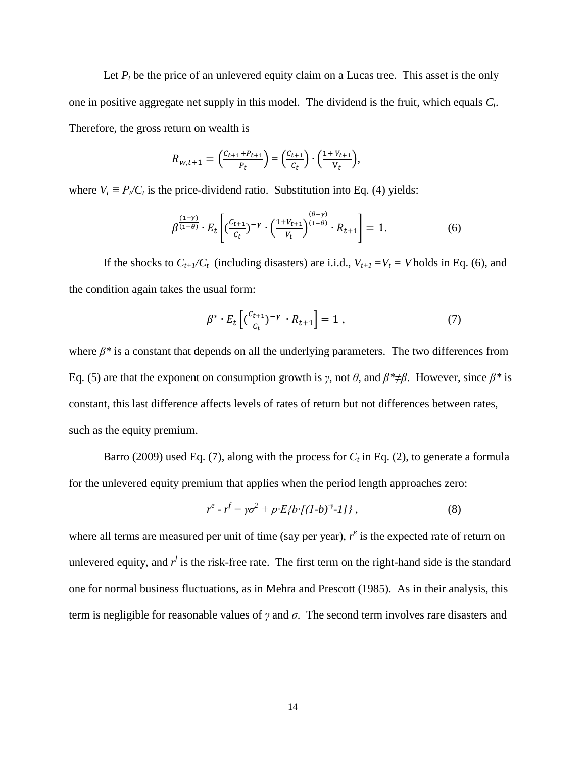Let $P_t$ be the price of an unlevered equity claim on a Lucas tree. This asset is the only one in positive aggregate net supply in this model. The dividend is the fruit, which equals $C_t$. Therefore, the gross return on wealth is

$$R_{w,t+1} = \left(\frac{C_{t+1}+P_{t+1}}{P_t}\right) = \left(\frac{C_{t+1}}{C_t}\right) \cdot \left(\frac{1+V_{t+1}}{V_t}\right),$$

where $V_t \equiv P_t/C_t$ is the price-dividend ratio. Substitution into Eq. (4) yields:

$$\beta^{\frac{(1-\gamma)}{(1-\theta)}} \cdot E_t\left[\left(\frac{C_{t+1}}{C_t}\right)^{-\gamma} \cdot \left(\frac{1+V_{t+1}}{V_t}\right)^{\frac{(\theta-\gamma)}{(1-\theta)}} \cdot R_{t+1}\right] = 1. \tag{6}$$

If the shocks to $C_{t+1}/C_t$ (including disasters) are i.i.d., $V_{t+1} = V_t = V$ holds in Eq. (6), and the condition again takes the usual form:

$$\beta^* \cdot E_t\left[\left(\frac{C_{t+1}}{C_t}\right)^{-\gamma} \cdot R_{t+1}\right] = 1 \,, \tag{7}$$

where $\beta^*$ is a constant that depends on all the underlying parameters. The two differences from Eq. (5) are that the exponent on consumption growth is $\gamma$, not $\theta$, and $\beta^* \neq \beta$. However, since $\beta^*$ is constant, this last difference affects levels of rates of return but not differences between rates, such as the equity premium.

Barro (2009) used Eq. (7), along with the process for $C_t$ in Eq. (2), to generate a formula for the unlevered equity premium that applies when the period length approaches zero:

$$r^e - r^f = \gamma\sigma^2 + p \cdot E\{b \cdot [(1-b)^{-\gamma} - 1]\} \,, \tag{8}$$

where all terms are measured per unit of time (say per year), $r^e$ is the expected rate of return on unlevered equity, and $r^f$ is the risk-free rate. The first term on the right-hand side is the standard one for normal business fluctuations, as in Mehra and Prescott (1985). As in their analysis, this term is negligible for reasonable values of $\gamma$ and $\sigma$. The second term involves rare disasters and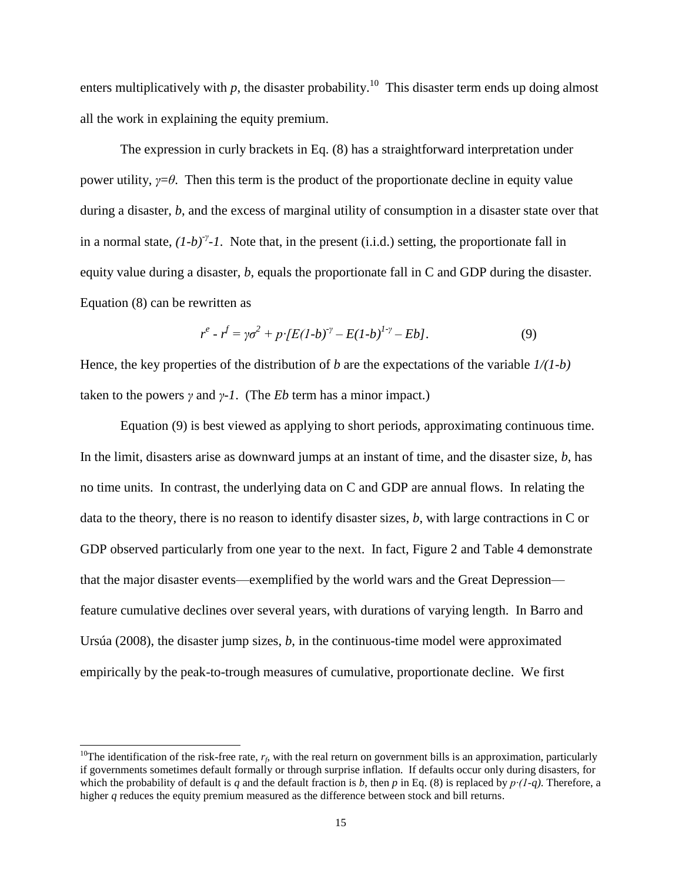enters multiplicatively with $p$, the disaster probability.[10] This disaster term ends up doing almost all the work in explaining the equity premium.

The expression in curly brackets in Eq. (8) has a straightforward interpretation under power utility, $\gamma=\theta$. Then this term is the product of the proportionate decline in equity value during a disaster, $b$, and the excess of marginal utility of consumption in a disaster state over that in a normal state, $(1-b)^{-\gamma}-1$. Note that, in the present (i.i.d.) setting, the proportionate fall in equity value during a disaster, $b$, equals the proportionate fall in C and GDP during the disaster. Equation (8) can be rewritten as

$$r^e - r^f = \gamma\sigma^2 + p\cdot[E(1-b)^{-\gamma} - E(1-b)^{1-\gamma} - Eb]. \qquad (9)$$

Hence, the key properties of the distribution of $b$ are the expectations of the variable $1/(1-b)$ taken to the powers $\gamma$ and $\gamma-1$. (The $Eb$ term has a minor impact.)

Equation (9) is best viewed as applying to short periods, approximating continuous time. In the limit, disasters arise as downward jumps at an instant of time, and the disaster size, $b$, has no time units. In contrast, the underlying data on C and GDP are annual flows. In relating the data to the theory, there is no reason to identify disaster sizes, $b$, with large contractions in C or GDP observed particularly from one year to the next. In fact, Figure 2 and Table 4 demonstrate that the major disaster events—exemplified by the world wars and the Great Depression—feature cumulative declines over several years, with durations of varying length. In Barro and Ursúa (2008), the disaster jump sizes, $b$, in the continuous-time model were approximated empirically by the peak-to-trough measures of cumulative, proportionate decline. We first

[10]The identification of the risk-free rate, $r_f$, with the real return on government bills is an approximation, particularly if governments sometimes default formally or through surprise inflation. If defaults occur only during disasters, for which the probability of default is $q$ and the default fraction is $b$, then $p$ in Eq. (8) is replaced by $p\cdot(1-q)$. Therefore, a higher $q$ reduces the equity premium measured as the difference between stock and bill returns.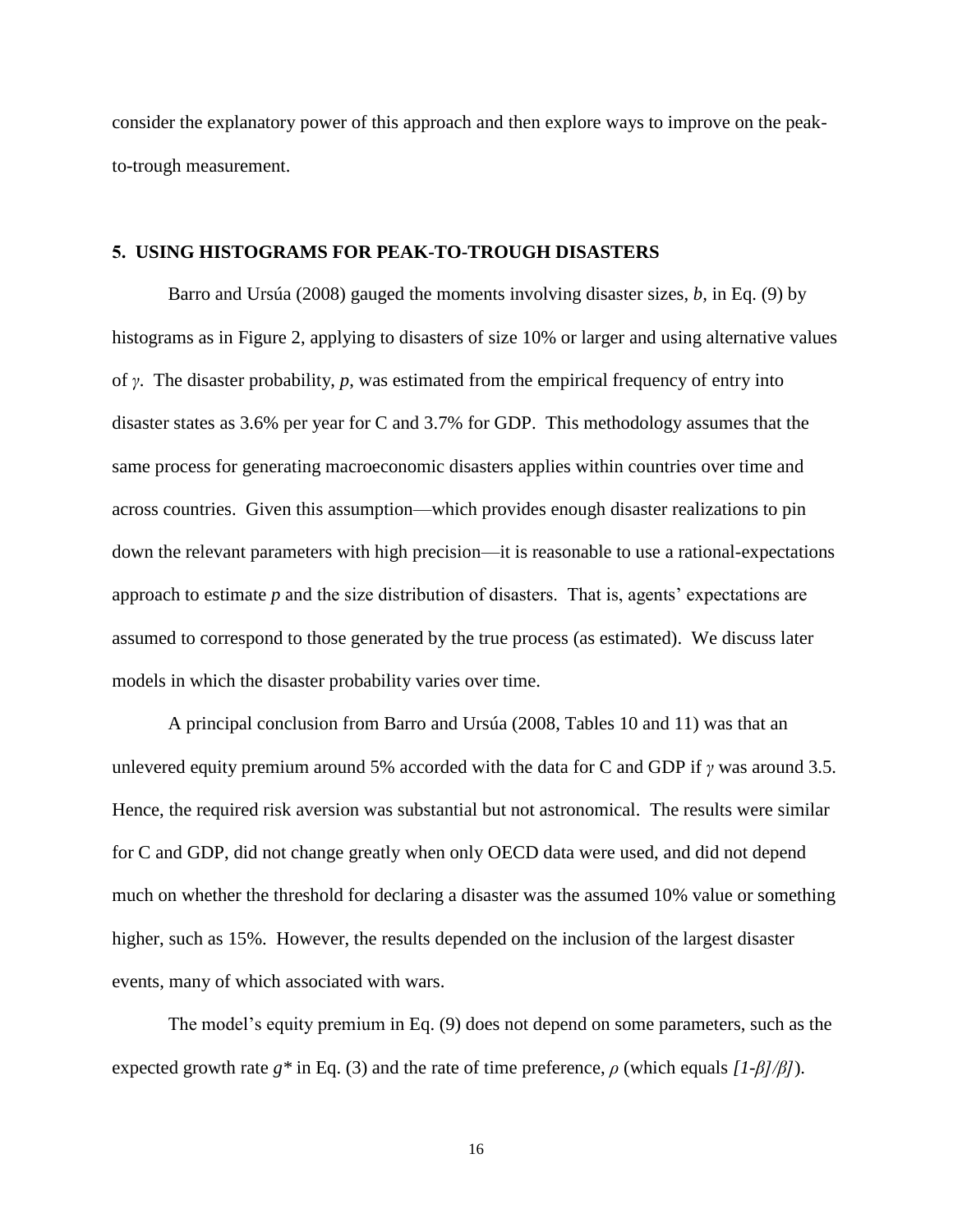consider the explanatory power of this approach and then explore ways to improve on the peak-to-trough measurement.

## 5. USING HISTOGRAMS FOR PEAK-TO-TROUGH DISASTERS

Barro and Ursúa (2008) gauged the moments involving disaster sizes, $b$, in Eq. (9) by histograms as in Figure 2, applying to disasters of size 10% or larger and using alternative values of $\gamma$. The disaster probability, $p$, was estimated from the empirical frequency of entry into disaster states as 3.6% per year for C and 3.7% for GDP. This methodology assumes that the same process for generating macroeconomic disasters applies within countries over time and across countries. Given this assumption—which provides enough disaster realizations to pin down the relevant parameters with high precision—it is reasonable to use a rational-expectations approach to estimate $p$ and the size distribution of disasters. That is, agents' expectations are assumed to correspond to those generated by the true process (as estimated). We discuss later models in which the disaster probability varies over time.

A principal conclusion from Barro and Ursúa (2008, Tables 10 and 11) was that an unlevered equity premium around 5% accorded with the data for C and GDP if $\gamma$ was around 3.5. Hence, the required risk aversion was substantial but not astronomical. The results were similar for C and GDP, did not change greatly when only OECD data were used, and did not depend much on whether the threshold for declaring a disaster was the assumed 10% value or something higher, such as 15%. However, the results depended on the inclusion of the largest disaster events, many of which associated with wars.

The model's equity premium in Eq. (9) does not depend on some parameters, such as the expected growth rate $g^*$ in Eq. (3) and the rate of time preference, $\rho$ (which equals $[1\text{-}\beta]/\beta]$).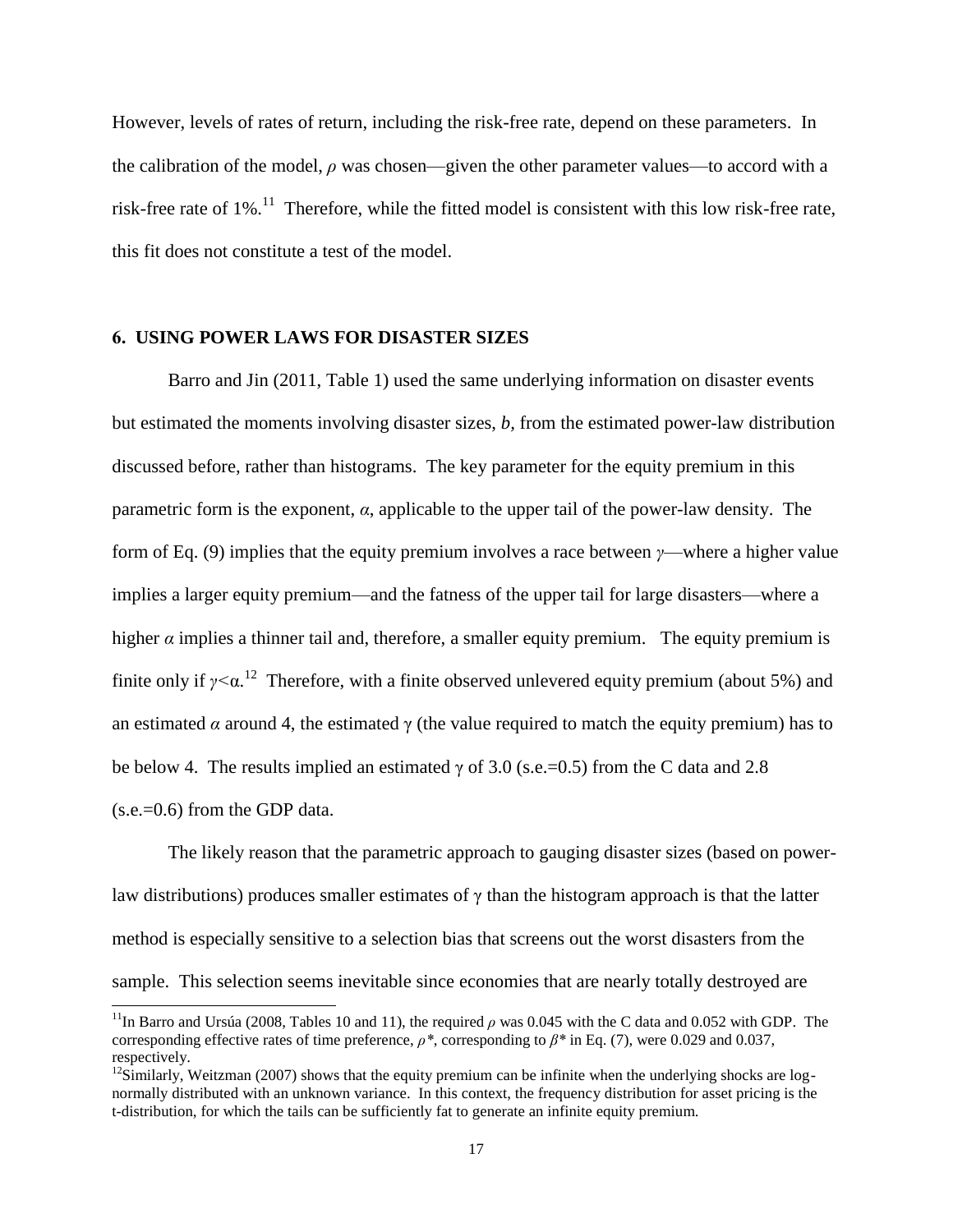However, levels of rates of return, including the risk-free rate, depend on these parameters. In the calibration of the model, $\rho$ was chosen—given the other parameter values—to accord with a risk-free rate of 1%.[11] Therefore, while the fitted model is consistent with this low risk-free rate, this fit does not constitute a test of the model.

## 6. USING POWER LAWS FOR DISASTER SIZES

Barro and Jin (2011, Table 1) used the same underlying information on disaster events but estimated the moments involving disaster sizes, $b$, from the estimated power-law distribution discussed before, rather than histograms. The key parameter for the equity premium in this parametric form is the exponent, $\alpha$, applicable to the upper tail of the power-law density. The form of Eq. (9) implies that the equity premium involves a race between $\gamma$—where a higher value implies a larger equity premium—and the fatness of the upper tail for large disasters—where a higher $\alpha$ implies a thinner tail and, therefore, a smaller equity premium. The equity premium is finite only if $\gamma<\alpha$.[12] Therefore, with a finite observed unlevered equity premium (about 5%) and an estimated $\alpha$ around 4, the estimated $\gamma$ (the value required to match the equity premium) has to be below 4. The results implied an estimated $\gamma$ of 3.0 (s.e.=0.5) from the C data and 2.8 (s.e.=0.6) from the GDP data.

The likely reason that the parametric approach to gauging disaster sizes (based on power-law distributions) produces smaller estimates of $\gamma$ than the histogram approach is that the latter method is especially sensitive to a selection bias that screens out the worst disasters from the sample. This selection seems inevitable since economies that are nearly totally destroyed are

[11] In Barro and Ursúa (2008, Tables 10 and 11), the required $\rho$ was 0.045 with the C data and 0.052 with GDP. The corresponding effective rates of time preference, $\rho^*$, corresponding to $\beta^*$ in Eq. (7), were 0.029 and 0.037, respectively.

[12] Similarly, Weitzman (2007) shows that the equity premium can be infinite when the underlying shocks are log-normally distributed with an unknown variance. In this context, the frequency distribution for asset pricing is the t-distribution, for which the tails can be sufficiently fat to generate an infinite equity premium.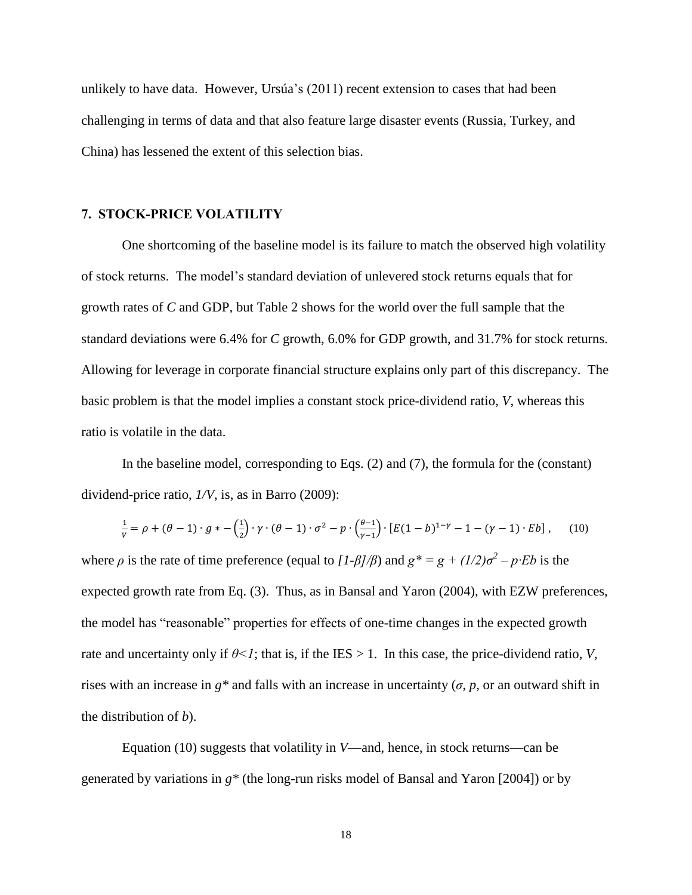unlikely to have data. However, Ursúa's (2011) recent extension to cases that had been challenging in terms of data and that also feature large disaster events (Russia, Turkey, and China) has lessened the extent of this selection bias.

## 7. STOCK-PRICE VOLATILITY

One shortcoming of the baseline model is its failure to match the observed high volatility of stock returns. The model's standard deviation of unlevered stock returns equals that for growth rates of *C* and GDP, but Table 2 shows for the world over the full sample that the standard deviations were 6.4% for *C* growth, 6.0% for GDP growth, and 31.7% for stock returns. Allowing for leverage in corporate financial structure explains only part of this discrepancy. The basic problem is that the model implies a constant stock price-dividend ratio, *V*, whereas this ratio is volatile in the data.

In the baseline model, corresponding to Eqs. (2) and (7), the formula for the (constant) dividend-price ratio, $1/V$, is, as in Barro (2009):

$$\frac{1}{V} = \rho + (\theta - 1)\cdot g* - \left(\frac{1}{2}\right)\cdot \gamma \cdot (\theta - 1)\cdot \sigma^2 - p \cdot \left(\frac{\theta - 1}{\gamma - 1}\right)\cdot \left[E(1-b)^{1-\gamma} - 1 - (\gamma - 1)\cdot Eb\right], \quad (10)$$

where $\rho$ is the rate of time preference (equal to $[1-\beta]/\beta$) and $g* = g + (1/2)\sigma^2 - p\cdot Eb$ is the expected growth rate from Eq. (3). Thus, as in Bansal and Yaron (2004), with EZW preferences, the model has "reasonable" properties for effects of one-time changes in the expected growth rate and uncertainty only if $\theta < 1$; that is, if the IES > 1. In this case, the price-dividend ratio, *V*, rises with an increase in $g*$ and falls with an increase in uncertainty ($\sigma$, $p$, or an outward shift in the distribution of $b$).

Equation (10) suggests that volatility in *V*—and, hence, in stock returns—can be generated by variations in $g*$ (the long-run risks model of Bansal and Yaron [2004]) or by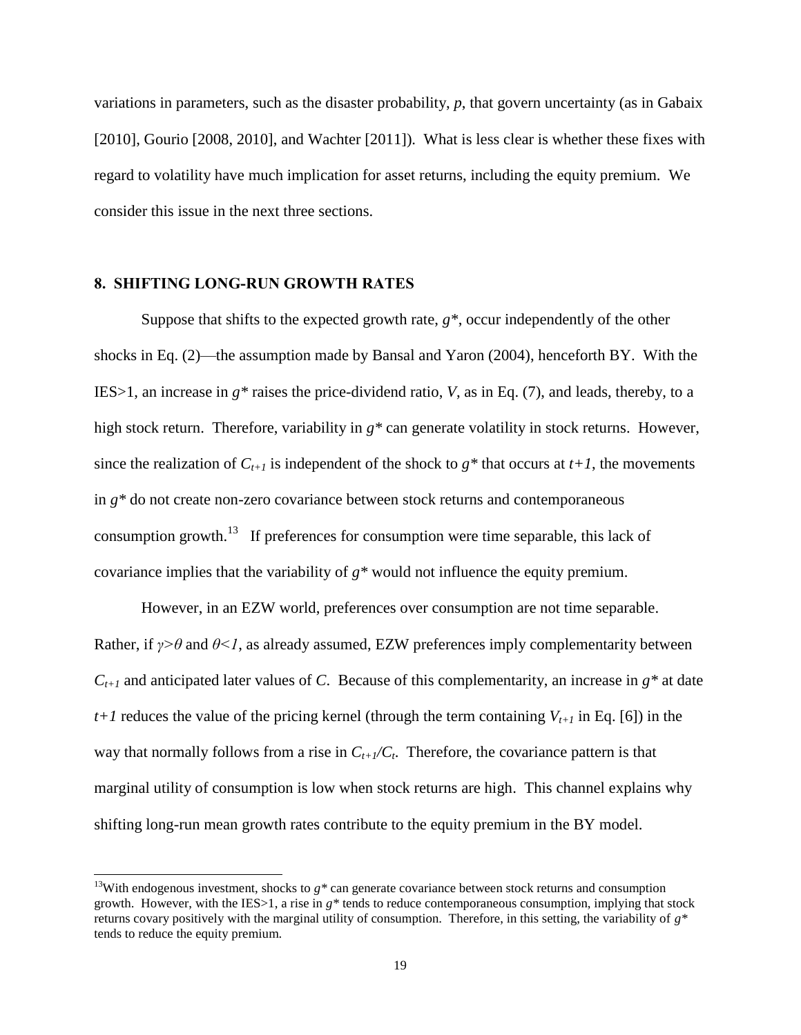variations in parameters, such as the disaster probability, $p$, that govern uncertainty (as in Gabaix [2010], Gourio [2008, 2010], and Wachter [2011]). What is less clear is whether these fixes with regard to volatility have much implication for asset returns, including the equity premium. We consider this issue in the next three sections.

## 8. SHIFTING LONG-RUN GROWTH RATES

Suppose that shifts to the expected growth rate, $g^*$, occur independently of the other shocks in Eq. (2)—the assumption made by Bansal and Yaron (2004), henceforth BY. With the IES>1, an increase in $g^*$ raises the price-dividend ratio, $V$, as in Eq. (7), and leads, thereby, to a high stock return. Therefore, variability in $g^*$ can generate volatility in stock returns. However, since the realization of $C_{t+1}$ is independent of the shock to $g^*$ that occurs at $t+1$, the movements in $g^*$ do not create non-zero covariance between stock returns and contemporaneous consumption growth.[13] If preferences for consumption were time separable, this lack of covariance implies that the variability of $g^*$ would not influence the equity premium.

However, in an EZW world, preferences over consumption are not time separable. Rather, if $\gamma>\theta$ and $\theta<1$, as already assumed, EZW preferences imply complementarity between $C_{t+1}$ and anticipated later values of $C$. Because of this complementarity, an increase in $g^*$ at date $t+1$ reduces the value of the pricing kernel (through the term containing $V_{t+1}$ in Eq. [6]) in the way that normally follows from a rise in $C_{t+1}/C_t$. Therefore, the covariance pattern is that marginal utility of consumption is low when stock returns are high. This channel explains why shifting long-run mean growth rates contribute to the equity premium in the BY model.

[13]With endogenous investment, shocks to $g^*$ can generate covariance between stock returns and consumption growth. However, with the IES>1, a rise in $g^*$ tends to reduce contemporaneous consumption, implying that stock returns covary positively with the marginal utility of consumption. Therefore, in this setting, the variability of $g^*$ tends to reduce the equity premium.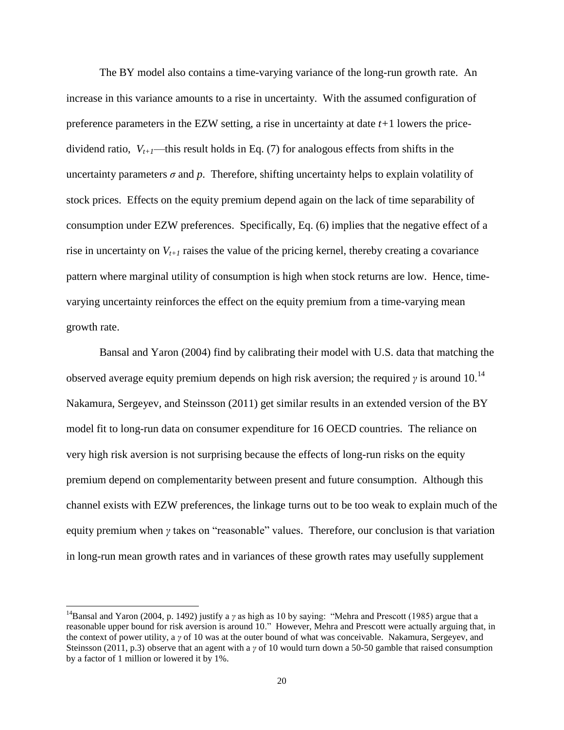The BY model also contains a time-varying variance of the long-run growth rate. An increase in this variance amounts to a rise in uncertainty. With the assumed configuration of preference parameters in the EZW setting, a rise in uncertainty at date $t$+1 lowers the price-dividend ratio, $V_{t+1}$—this result holds in Eq. (7) for analogous effects from shifts in the uncertainty parameters $\sigma$ and $p$. Therefore, shifting uncertainty helps to explain volatility of stock prices. Effects on the equity premium depend again on the lack of time separability of consumption under EZW preferences. Specifically, Eq. (6) implies that the negative effect of a rise in uncertainty on $V_{t+1}$ raises the value of the pricing kernel, thereby creating a covariance pattern where marginal utility of consumption is high when stock returns are low. Hence, time-varying uncertainty reinforces the effect on the equity premium from a time-varying mean growth rate.

Bansal and Yaron (2004) find by calibrating their model with U.S. data that matching the observed average equity premium depends on high risk aversion; the required $\gamma$ is around 10.[14] Nakamura, Sergeyev, and Steinsson (2011) get similar results in an extended version of the BY model fit to long-run data on consumer expenditure for 16 OECD countries. The reliance on very high risk aversion is not surprising because the effects of long-run risks on the equity premium depend on complementarity between present and future consumption. Although this channel exists with EZW preferences, the linkage turns out to be too weak to explain much of the equity premium when $\gamma$ takes on "reasonable" values. Therefore, our conclusion is that variation in long-run mean growth rates and in variances of these growth rates may usefully supplement

[14] Bansal and Yaron (2004, p. 1492) justify a $\gamma$ as high as 10 by saying: "Mehra and Prescott (1985) argue that a reasonable upper bound for risk aversion is around 10." However, Mehra and Prescott were actually arguing that, in the context of power utility, a $\gamma$ of 10 was at the outer bound of what was conceivable. Nakamura, Sergeyev, and Steinsson (2011, p.3) observe that an agent with a $\gamma$ of 10 would turn down a 50-50 gamble that raised consumption by a factor of 1 million or lowered it by 1%.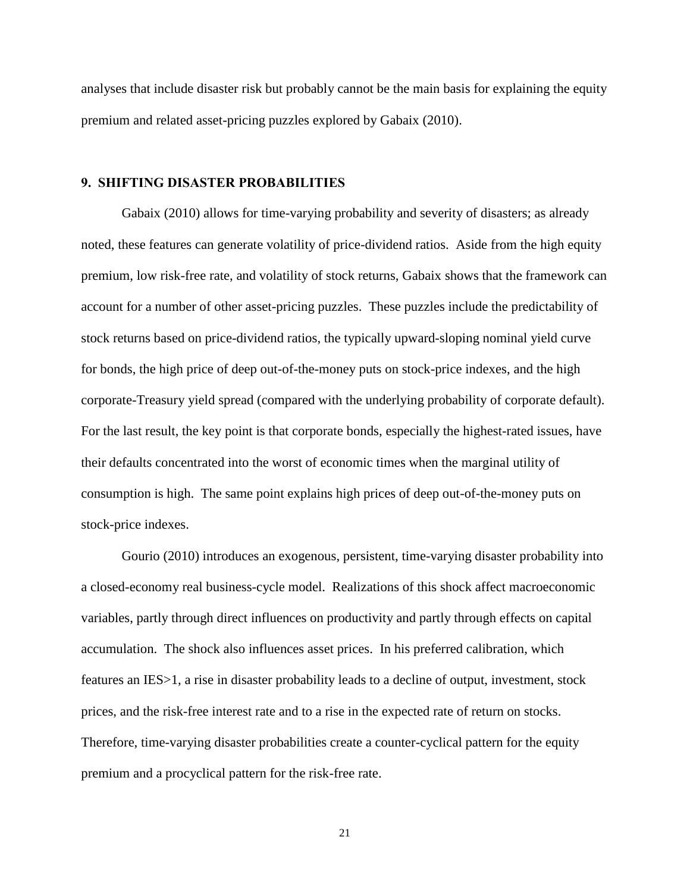analyses that include disaster risk but probably cannot be the main basis for explaining the equity premium and related asset-pricing puzzles explored by Gabaix (2010).

## 9. SHIFTING DISASTER PROBABILITIES

Gabaix (2010) allows for time-varying probability and severity of disasters; as already noted, these features can generate volatility of price-dividend ratios. Aside from the high equity premium, low risk-free rate, and volatility of stock returns, Gabaix shows that the framework can account for a number of other asset-pricing puzzles. These puzzles include the predictability of stock returns based on price-dividend ratios, the typically upward-sloping nominal yield curve for bonds, the high price of deep out-of-the-money puts on stock-price indexes, and the high corporate-Treasury yield spread (compared with the underlying probability of corporate default). For the last result, the key point is that corporate bonds, especially the highest-rated issues, have their defaults concentrated into the worst of economic times when the marginal utility of consumption is high. The same point explains high prices of deep out-of-the-money puts on stock-price indexes.

Gourio (2010) introduces an exogenous, persistent, time-varying disaster probability into a closed-economy real business-cycle model. Realizations of this shock affect macroeconomic variables, partly through direct influences on productivity and partly through effects on capital accumulation. The shock also influences asset prices. In his preferred calibration, which features an IES>1, a rise in disaster probability leads to a decline of output, investment, stock prices, and the risk-free interest rate and to a rise in the expected rate of return on stocks. Therefore, time-varying disaster probabilities create a counter-cyclical pattern for the equity premium and a procyclical pattern for the risk-free rate.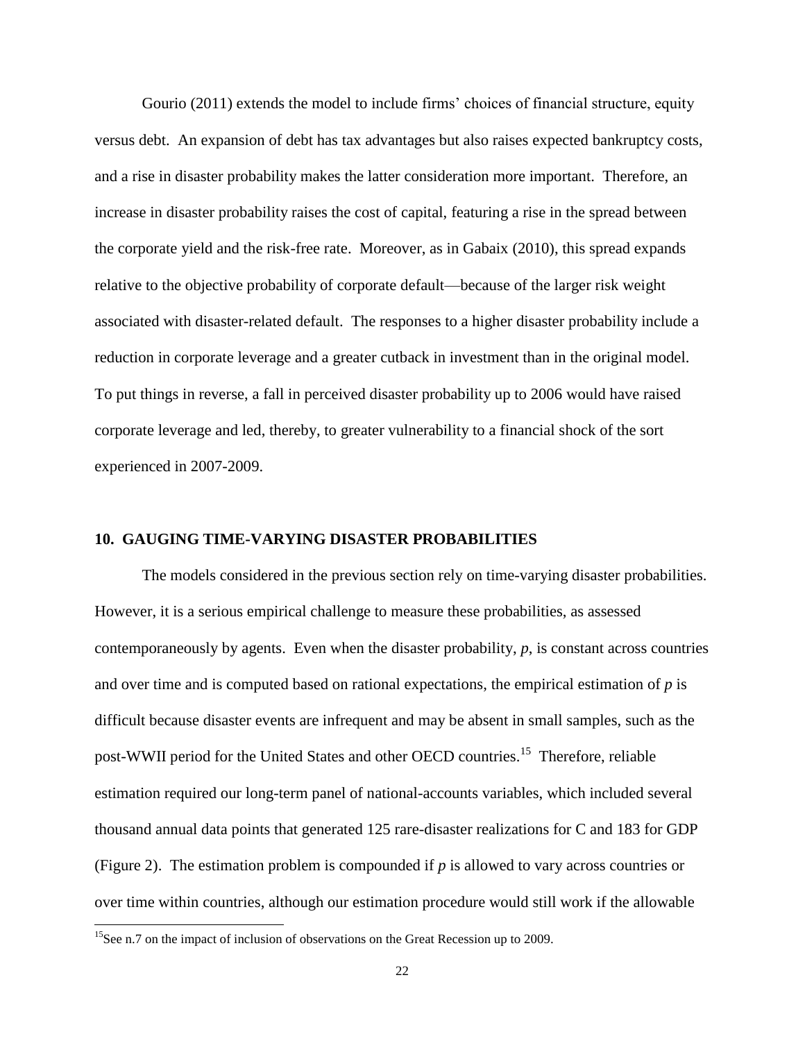Gourio (2011) extends the model to include firms' choices of financial structure, equity versus debt. An expansion of debt has tax advantages but also raises expected bankruptcy costs, and a rise in disaster probability makes the latter consideration more important. Therefore, an increase in disaster probability raises the cost of capital, featuring a rise in the spread between the corporate yield and the risk-free rate. Moreover, as in Gabaix (2010), this spread expands relative to the objective probability of corporate default—because of the larger risk weight associated with disaster-related default. The responses to a higher disaster probability include a reduction in corporate leverage and a greater cutback in investment than in the original model. To put things in reverse, a fall in perceived disaster probability up to 2006 would have raised corporate leverage and led, thereby, to greater vulnerability to a financial shock of the sort experienced in 2007-2009.

## 10. GAUGING TIME-VARYING DISASTER PROBABILITIES

The models considered in the previous section rely on time-varying disaster probabilities. However, it is a serious empirical challenge to measure these probabilities, as assessed contemporaneously by agents. Even when the disaster probability, $p$, is constant across countries and over time and is computed based on rational expectations, the empirical estimation of $p$ is difficult because disaster events are infrequent and may be absent in small samples, such as the post-WWII period for the United States and other OECD countries.[15] Therefore, reliable estimation required our long-term panel of national-accounts variables, which included several thousand annual data points that generated 125 rare-disaster realizations for C and 183 for GDP (Figure 2). The estimation problem is compounded if $p$ is allowed to vary across countries or over time within countries, although our estimation procedure would still work if the allowable

[15] See n.7 on the impact of inclusion of observations on the Great Recession up to 2009.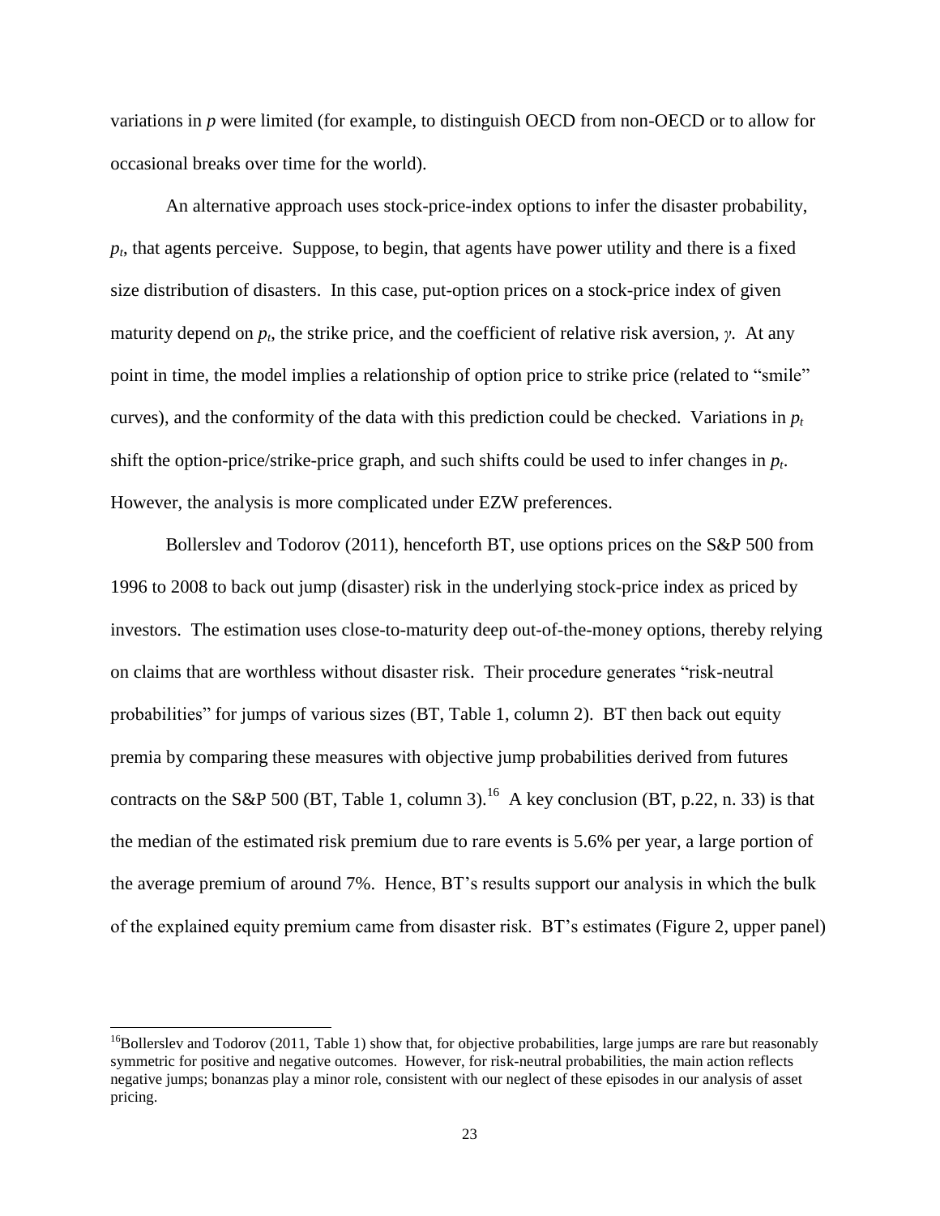variations in $p$ were limited (for example, to distinguish OECD from non-OECD or to allow for occasional breaks over time for the world).

An alternative approach uses stock-price-index options to infer the disaster probability, $p_t$, that agents perceive. Suppose, to begin, that agents have power utility and there is a fixed size distribution of disasters. In this case, put-option prices on a stock-price index of given maturity depend on $p_t$, the strike price, and the coefficient of relative risk aversion, $\gamma$. At any point in time, the model implies a relationship of option price to strike price (related to "smile" curves), and the conformity of the data with this prediction could be checked. Variations in $p_t$ shift the option-price/strike-price graph, and such shifts could be used to infer changes in $p_t$. However, the analysis is more complicated under EZW preferences.

Bollerslev and Todorov (2011), henceforth BT, use options prices on the S&P 500 from 1996 to 2008 to back out jump (disaster) risk in the underlying stock-price index as priced by investors. The estimation uses close-to-maturity deep out-of-the-money options, thereby relying on claims that are worthless without disaster risk. Their procedure generates "risk-neutral probabilities" for jumps of various sizes (BT, Table 1, column 2). BT then back out equity premia by comparing these measures with objective jump probabilities derived from futures contracts on the S&P 500 (BT, Table 1, column 3).[16] A key conclusion (BT, p.22, n. 33) is that the median of the estimated risk premium due to rare events is 5.6% per year, a large portion of the average premium of around 7%. Hence, BT's results support our analysis in which the bulk of the explained equity premium came from disaster risk. BT's estimates (Figure 2, upper panel)

[16]Bollerslev and Todorov (2011, Table 1) show that, for objective probabilities, large jumps are rare but reasonably symmetric for positive and negative outcomes. However, for risk-neutral probabilities, the main action reflects negative jumps; bonanzas play a minor role, consistent with our neglect of these episodes in our analysis of asset pricing.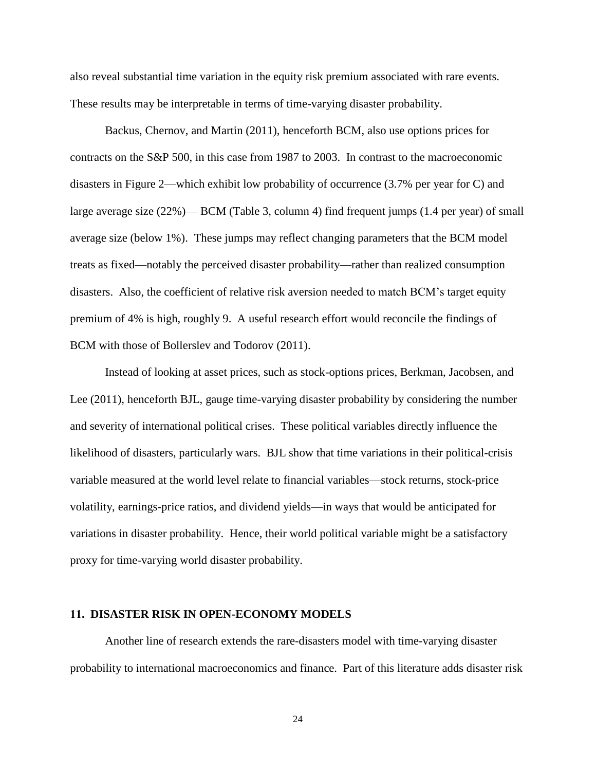also reveal substantial time variation in the equity risk premium associated with rare events. These results may be interpretable in terms of time-varying disaster probability.

Backus, Chernov, and Martin (2011), henceforth BCM, also use options prices for contracts on the S&P 500, in this case from 1987 to 2003. In contrast to the macroeconomic disasters in Figure 2—which exhibit low probability of occurrence (3.7% per year for C) and large average size (22%)— BCM (Table 3, column 4) find frequent jumps (1.4 per year) of small average size (below 1%). These jumps may reflect changing parameters that the BCM model treats as fixed—notably the perceived disaster probability—rather than realized consumption disasters. Also, the coefficient of relative risk aversion needed to match BCM's target equity premium of 4% is high, roughly 9. A useful research effort would reconcile the findings of BCM with those of Bollerslev and Todorov (2011).

Instead of looking at asset prices, such as stock-options prices, Berkman, Jacobsen, and Lee (2011), henceforth BJL, gauge time-varying disaster probability by considering the number and severity of international political crises. These political variables directly influence the likelihood of disasters, particularly wars. BJL show that time variations in their political-crisis variable measured at the world level relate to financial variables—stock returns, stock-price volatility, earnings-price ratios, and dividend yields—in ways that would be anticipated for variations in disaster probability. Hence, their world political variable might be a satisfactory proxy for time-varying world disaster probability.

## 11. DISASTER RISK IN OPEN-ECONOMY MODELS

Another line of research extends the rare-disasters model with time-varying disaster probability to international macroeconomics and finance. Part of this literature adds disaster risk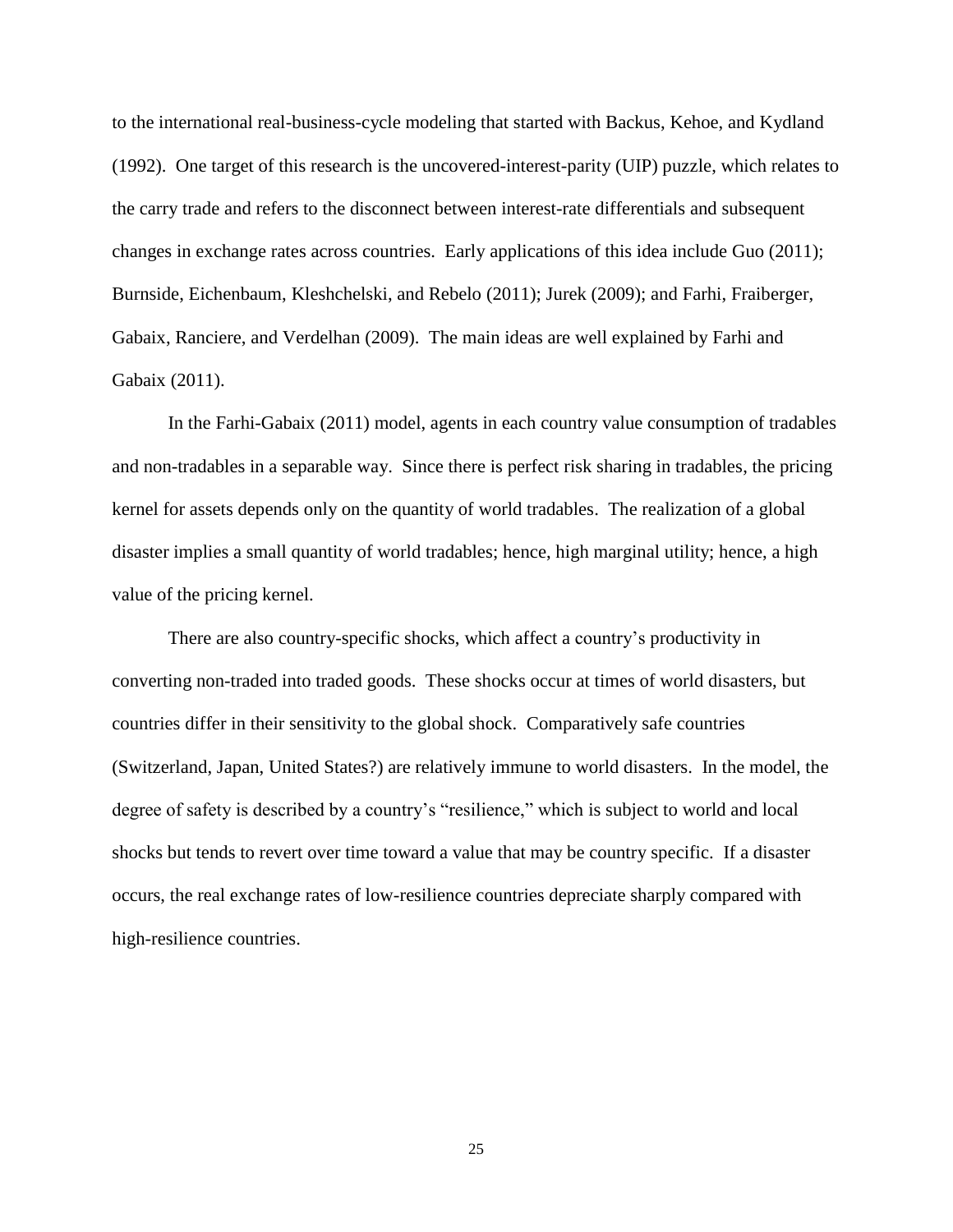to the international real-business-cycle modeling that started with Backus, Kehoe, and Kydland (1992). One target of this research is the uncovered-interest-parity (UIP) puzzle, which relates to the carry trade and refers to the disconnect between interest-rate differentials and subsequent changes in exchange rates across countries. Early applications of this idea include Guo (2011); Burnside, Eichenbaum, Kleshchelski, and Rebelo (2011); Jurek (2009); and Farhi, Fraiberger, Gabaix, Ranciere, and Verdelhan (2009). The main ideas are well explained by Farhi and Gabaix (2011).

In the Farhi-Gabaix (2011) model, agents in each country value consumption of tradables and non-tradables in a separable way. Since there is perfect risk sharing in tradables, the pricing kernel for assets depends only on the quantity of world tradables. The realization of a global disaster implies a small quantity of world tradables; hence, high marginal utility; hence, a high value of the pricing kernel.

There are also country-specific shocks, which affect a country's productivity in converting non-traded into traded goods. These shocks occur at times of world disasters, but countries differ in their sensitivity to the global shock. Comparatively safe countries (Switzerland, Japan, United States?) are relatively immune to world disasters. In the model, the degree of safety is described by a country's "resilience," which is subject to world and local shocks but tends to revert over time toward a value that may be country specific. If a disaster occurs, the real exchange rates of low-resilience countries depreciate sharply compared with high-resilience countries.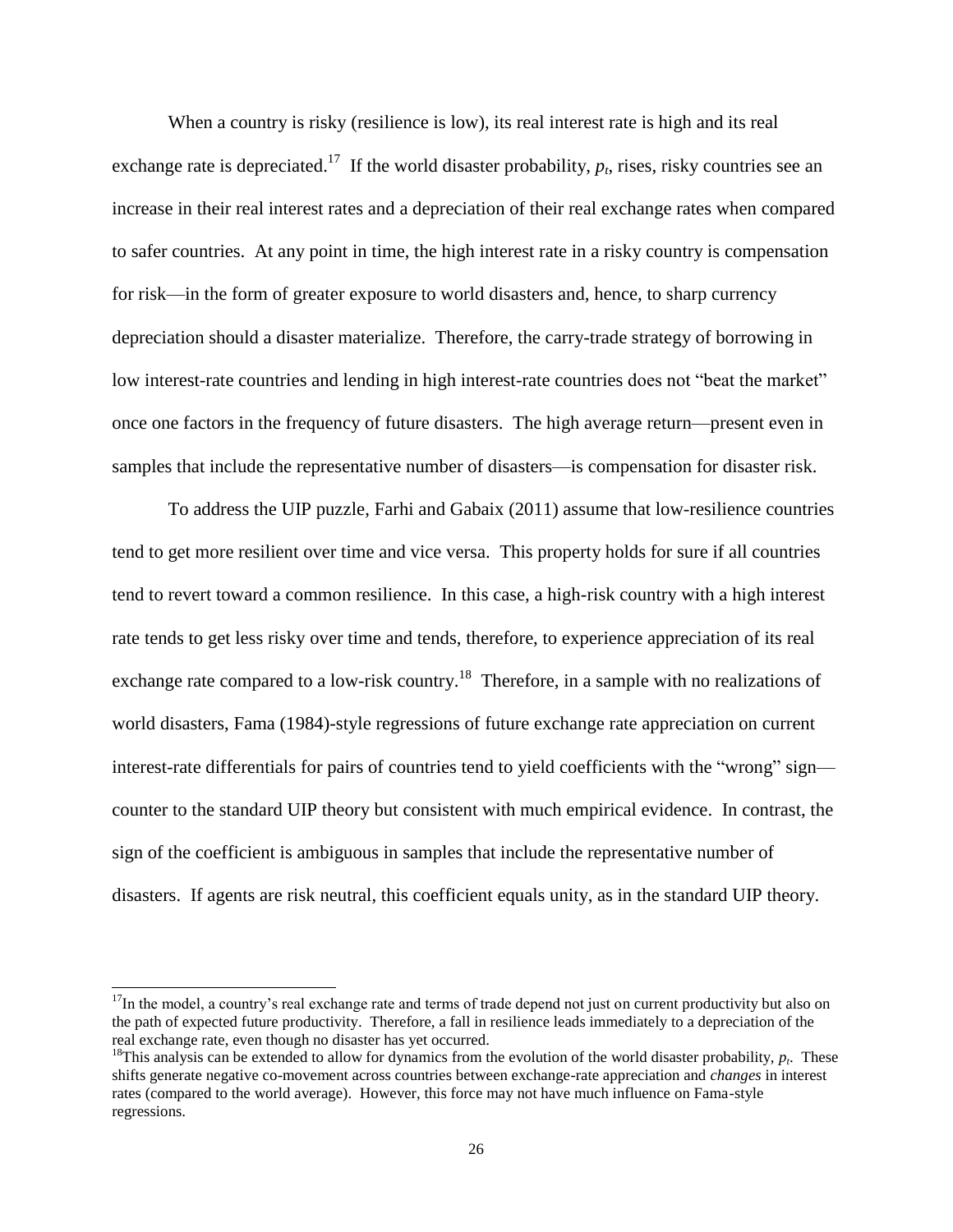When a country is risky (resilience is low), its real interest rate is high and its real exchange rate is depreciated.[17] If the world disaster probability, $p_t$, rises, risky countries see an increase in their real interest rates and a depreciation of their real exchange rates when compared to safer countries. At any point in time, the high interest rate in a risky country is compensation for risk—in the form of greater exposure to world disasters and, hence, to sharp currency depreciation should a disaster materialize. Therefore, the carry-trade strategy of borrowing in low interest-rate countries and lending in high interest-rate countries does not "beat the market" once one factors in the frequency of future disasters. The high average return—present even in samples that include the representative number of disasters—is compensation for disaster risk.

To address the UIP puzzle, Farhi and Gabaix (2011) assume that low-resilience countries tend to get more resilient over time and vice versa. This property holds for sure if all countries tend to revert toward a common resilience. In this case, a high-risk country with a high interest rate tends to get less risky over time and tends, therefore, to experience appreciation of its real exchange rate compared to a low-risk country.[18] Therefore, in a sample with no realizations of world disasters, Fama (1984)-style regressions of future exchange rate appreciation on current interest-rate differentials for pairs of countries tend to yield coefficients with the "wrong" sign—counter to the standard UIP theory but consistent with much empirical evidence. In contrast, the sign of the coefficient is ambiguous in samples that include the representative number of disasters. If agents are risk neutral, this coefficient equals unity, as in the standard UIP theory.

---

[17] In the model, a country's real exchange rate and terms of trade depend not just on current productivity but also on the path of expected future productivity. Therefore, a fall in resilience leads immediately to a depreciation of the real exchange rate, even though no disaster has yet occurred.

[18] This analysis can be extended to allow for dynamics from the evolution of the world disaster probability, $p_t$. These shifts generate negative co-movement across countries between exchange-rate appreciation and *changes* in interest rates (compared to the world average). However, this force may not have much influence on Fama-style regressions.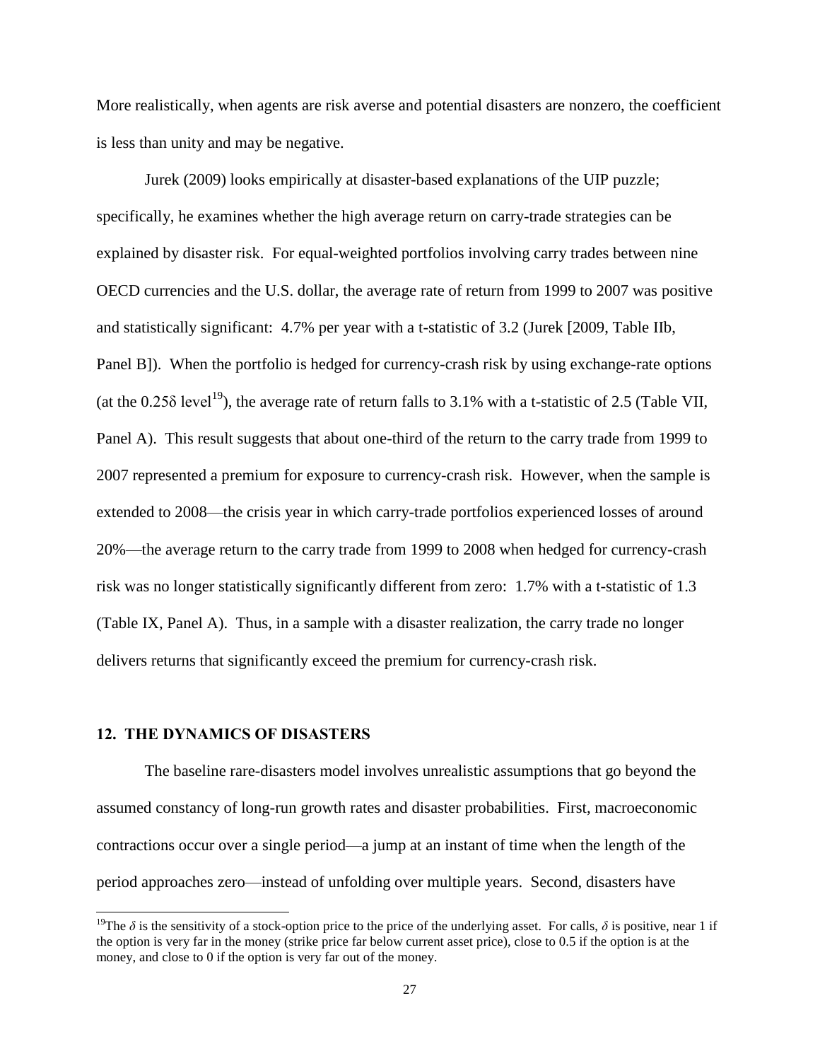More realistically, when agents are risk averse and potential disasters are nonzero, the coefficient is less than unity and may be negative.

Jurek (2009) looks empirically at disaster-based explanations of the UIP puzzle; specifically, he examines whether the high average return on carry-trade strategies can be explained by disaster risk. For equal-weighted portfolios involving carry trades between nine OECD currencies and the U.S. dollar, the average rate of return from 1999 to 2007 was positive and statistically significant: 4.7% per year with a t-statistic of 3.2 (Jurek [2009, Table IIb, Panel B]). When the portfolio is hedged for currency-crash risk by using exchange-rate options (at the 0.25δ level[19]), the average rate of return falls to 3.1% with a t-statistic of 2.5 (Table VII, Panel A). This result suggests that about one-third of the return to the carry trade from 1999 to 2007 represented a premium for exposure to currency-crash risk. However, when the sample is extended to 2008—the crisis year in which carry-trade portfolios experienced losses of around 20%—the average return to the carry trade from 1999 to 2008 when hedged for currency-crash risk was no longer statistically significantly different from zero: 1.7% with a t-statistic of 1.3 (Table IX, Panel A). Thus, in a sample with a disaster realization, the carry trade no longer delivers returns that significantly exceed the premium for currency-crash risk.

## 12. THE DYNAMICS OF DISASTERS

The baseline rare-disasters model involves unrealistic assumptions that go beyond the assumed constancy of long-run growth rates and disaster probabilities. First, macroeconomic contractions occur over a single period—a jump at an instant of time when the length of the period approaches zero—instead of unfolding over multiple years. Second, disasters have

[19] The $\delta$ is the sensitivity of a stock-option price to the price of the underlying asset. For calls, $\delta$ is positive, near 1 if the option is very far in the money (strike price far below current asset price), close to 0.5 if the option is at the money, and close to 0 if the option is very far out of the money.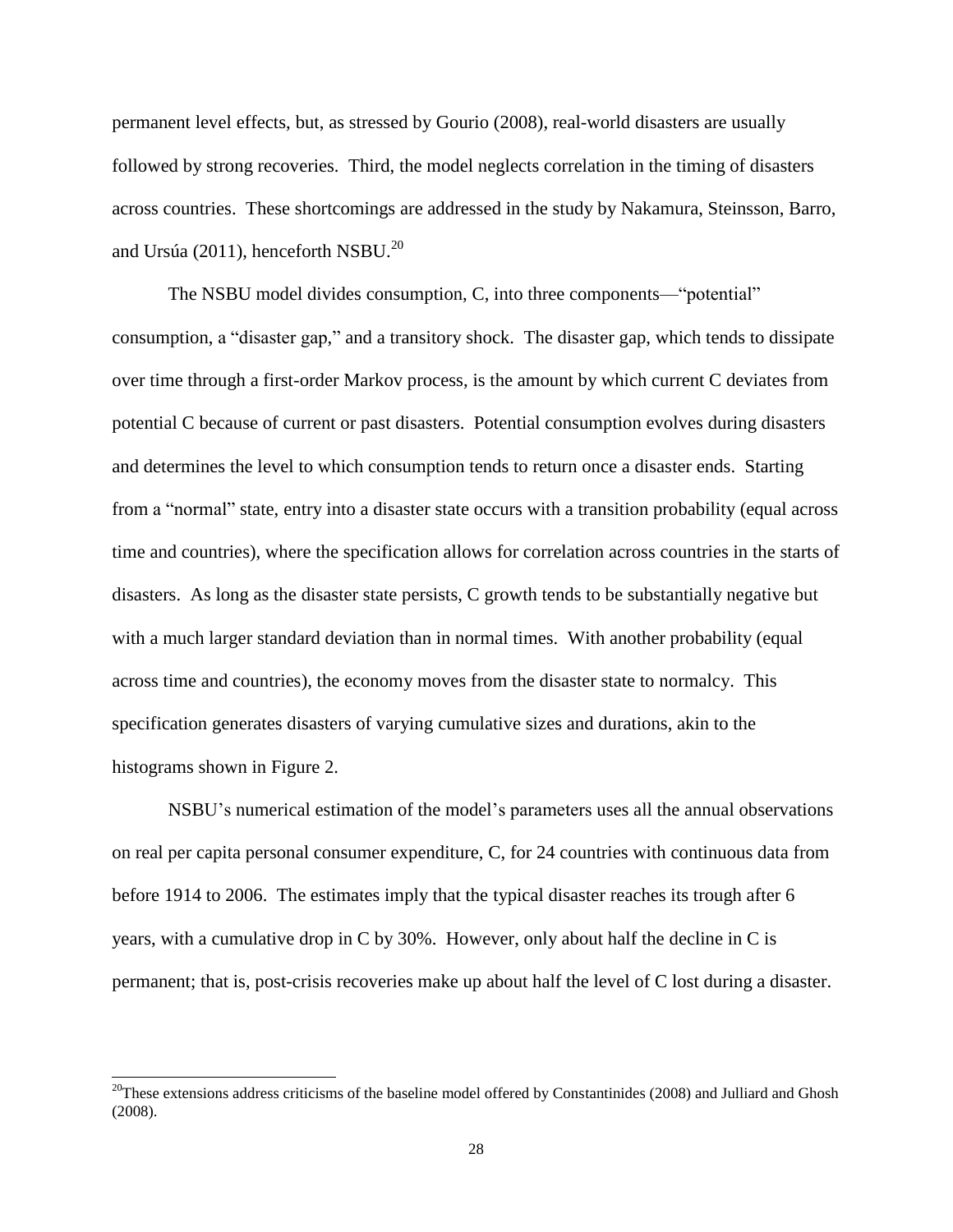permanent level effects, but, as stressed by Gourio (2008), real-world disasters are usually followed by strong recoveries. Third, the model neglects correlation in the timing of disasters across countries. These shortcomings are addressed in the study by Nakamura, Steinsson, Barro, and Ursúa (2011), henceforth NSBU.[20]

The NSBU model divides consumption, C, into three components—"potential" consumption, a "disaster gap," and a transitory shock. The disaster gap, which tends to dissipate over time through a first-order Markov process, is the amount by which current C deviates from potential C because of current or past disasters. Potential consumption evolves during disasters and determines the level to which consumption tends to return once a disaster ends. Starting from a "normal" state, entry into a disaster state occurs with a transition probability (equal across time and countries), where the specification allows for correlation across countries in the starts of disasters. As long as the disaster state persists, C growth tends to be substantially negative but with a much larger standard deviation than in normal times. With another probability (equal across time and countries), the economy moves from the disaster state to normalcy. This specification generates disasters of varying cumulative sizes and durations, akin to the histograms shown in Figure 2.

NSBU's numerical estimation of the model's parameters uses all the annual observations on real per capita personal consumer expenditure, C, for 24 countries with continuous data from before 1914 to 2006. The estimates imply that the typical disaster reaches its trough after 6 years, with a cumulative drop in C by 30%. However, only about half the decline in C is permanent; that is, post-crisis recoveries make up about half the level of C lost during a disaster.

---

[20] These extensions address criticisms of the baseline model offered by Constantinides (2008) and Julliard and Ghosh (2008).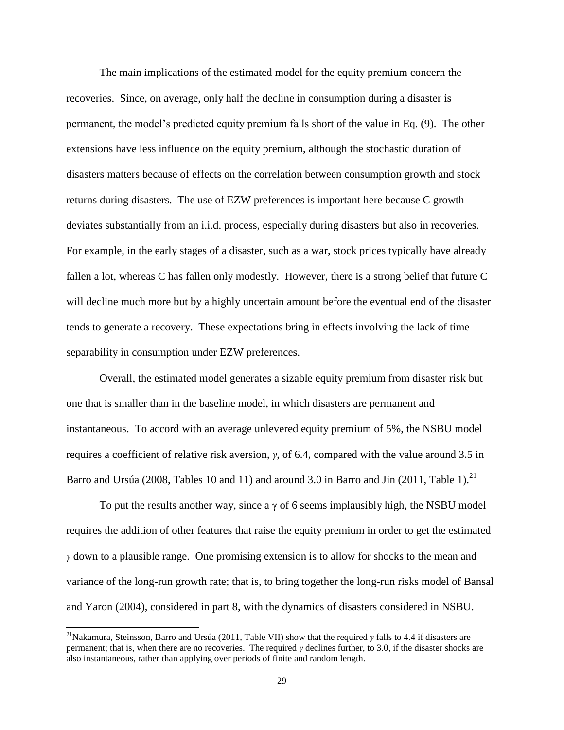The main implications of the estimated model for the equity premium concern the recoveries. Since, on average, only half the decline in consumption during a disaster is permanent, the model's predicted equity premium falls short of the value in Eq. (9). The other extensions have less influence on the equity premium, although the stochastic duration of disasters matters because of effects on the correlation between consumption growth and stock returns during disasters. The use of EZW preferences is important here because C growth deviates substantially from an i.i.d. process, especially during disasters but also in recoveries. For example, in the early stages of a disaster, such as a war, stock prices typically have already fallen a lot, whereas C has fallen only modestly. However, there is a strong belief that future C will decline much more but by a highly uncertain amount before the eventual end of the disaster tends to generate a recovery. These expectations bring in effects involving the lack of time separability in consumption under EZW preferences.

Overall, the estimated model generates a sizable equity premium from disaster risk but one that is smaller than in the baseline model, in which disasters are permanent and instantaneous. To accord with an average unlevered equity premium of 5%, the NSBU model requires a coefficient of relative risk aversion, $\gamma$, of 6.4, compared with the value around 3.5 in Barro and Ursúa (2008, Tables 10 and 11) and around 3.0 in Barro and Jin (2011, Table 1).[21]

To put the results another way, since a $\gamma$ of 6 seems implausibly high, the NSBU model requires the addition of other features that raise the equity premium in order to get the estimated $\gamma$ down to a plausible range. One promising extension is to allow for shocks to the mean and variance of the long-run growth rate; that is, to bring together the long-run risks model of Bansal and Yaron (2004), considered in part 8, with the dynamics of disasters considered in NSBU.

[21] Nakamura, Steinsson, Barro and Ursúa (2011, Table VII) show that the required $\gamma$ falls to 4.4 if disasters are permanent; that is, when there are no recoveries. The required $\gamma$ declines further, to 3.0, if the disaster shocks are also instantaneous, rather than applying over periods of finite and random length.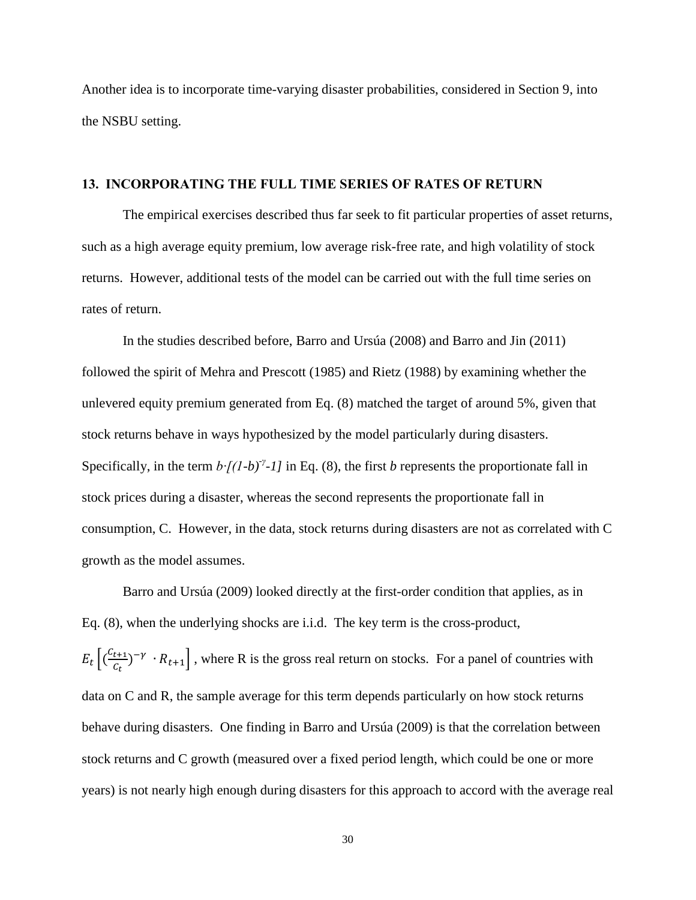Another idea is to incorporate time-varying disaster probabilities, considered in Section 9, into the NSBU setting.

## 13. INCORPORATING THE FULL TIME SERIES OF RATES OF RETURN

The empirical exercises described thus far seek to fit particular properties of asset returns, such as a high average equity premium, low average risk-free rate, and high volatility of stock returns. However, additional tests of the model can be carried out with the full time series on rates of return.

In the studies described before, Barro and Ursúa (2008) and Barro and Jin (2011) followed the spirit of Mehra and Prescott (1985) and Rietz (1988) by examining whether the unlevered equity premium generated from Eq. (8) matched the target of around 5%, given that stock returns behave in ways hypothesized by the model particularly during disasters. Specifically, in the term $b \cdot [(1-b)^{-\gamma} - 1]$ in Eq. (8), the first *b* represents the proportionate fall in stock prices during a disaster, whereas the second represents the proportionate fall in consumption, C. However, in the data, stock returns during disasters are not as correlated with C growth as the model assumes.

Barro and Ursúa (2009) looked directly at the first-order condition that applies, as in Eq. (8), when the underlying shocks are i.i.d. The key term is the cross-product, $E_t\left[\left(\frac{C_{t+1}}{C_t}\right)^{-\gamma} \cdot R_{t+1}\right]$, where R is the gross real return on stocks. For a panel of countries with data on C and R, the sample average for this term depends particularly on how stock returns behave during disasters. One finding in Barro and Ursúa (2009) is that the correlation between stock returns and C growth (measured over a fixed period length, which could be one or more years) is not nearly high enough during disasters for this approach to accord with the average real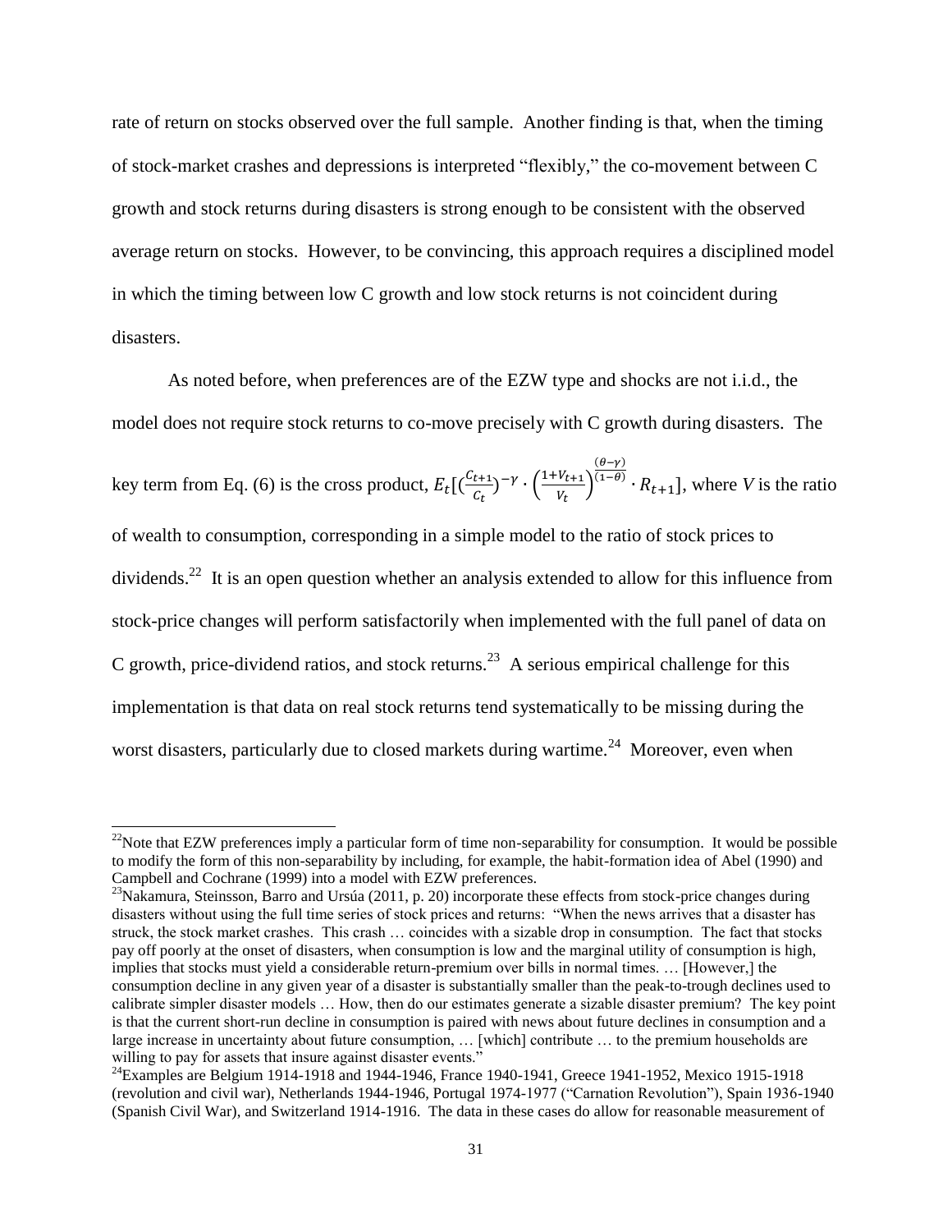rate of return on stocks observed over the full sample. Another finding is that, when the timing of stock-market crashes and depressions is interpreted "flexibly," the co-movement between C growth and stock returns during disasters is strong enough to be consistent with the observed average return on stocks. However, to be convincing, this approach requires a disciplined model in which the timing between low C growth and low stock returns is not coincident during disasters.

As noted before, when preferences are of the EZW type and shocks are not i.i.d., the model does not require stock returns to co-move precisely with C growth during disasters. The key term from Eq. (6) is the cross product, $E_t[(\frac{C_{t+1}}{C_t})^{-\gamma} \cdot \left(\frac{1+V_{t+1}}{V_t}\right)^{\frac{(\theta-\gamma)}{(1-\theta)}} \cdot R_{t+1}]$, where $V$ is the ratio of wealth to consumption, corresponding in a simple model to the ratio of stock prices to dividends.[22] It is an open question whether an analysis extended to allow for this influence from stock-price changes will perform satisfactorily when implemented with the full panel of data on C growth, price-dividend ratios, and stock returns.[23] A serious empirical challenge for this implementation is that data on real stock returns tend systematically to be missing during the worst disasters, particularly due to closed markets during wartime.[24] Moreover, even when

---

[22]Note that EZW preferences imply a particular form of time non-separability for consumption. It would be possible to modify the form of this non-separability by including, for example, the habit-formation idea of Abel (1990) and Campbell and Cochrane (1999) into a model with EZW preferences.

[23]Nakamura, Steinsson, Barro and Ursúa (2011, p. 20) incorporate these effects from stock-price changes during disasters without using the full time series of stock prices and returns: "When the news arrives that a disaster has struck, the stock market crashes. This crash … coincides with a sizable drop in consumption. The fact that stocks pay off poorly at the onset of disasters, when consumption is low and the marginal utility of consumption is high, implies that stocks must yield a considerable return-premium over bills in normal times. … [However,] the consumption decline in any given year of a disaster is substantially smaller than the peak-to-trough declines used to calibrate simpler disaster models … How, then do our estimates generate a sizable disaster premium? The key point is that the current short-run decline in consumption is paired with news about future declines in consumption and a large increase in uncertainty about future consumption, … [which] contribute … to the premium households are willing to pay for assets that insure against disaster events."

[24]Examples are Belgium 1914-1918 and 1944-1946, France 1940-1941, Greece 1941-1952, Mexico 1915-1918 (revolution and civil war), Netherlands 1944-1946, Portugal 1974-1977 ("Carnation Revolution"), Spain 1936-1940 (Spanish Civil War), and Switzerland 1914-1916. The data in these cases do allow for reasonable measurement of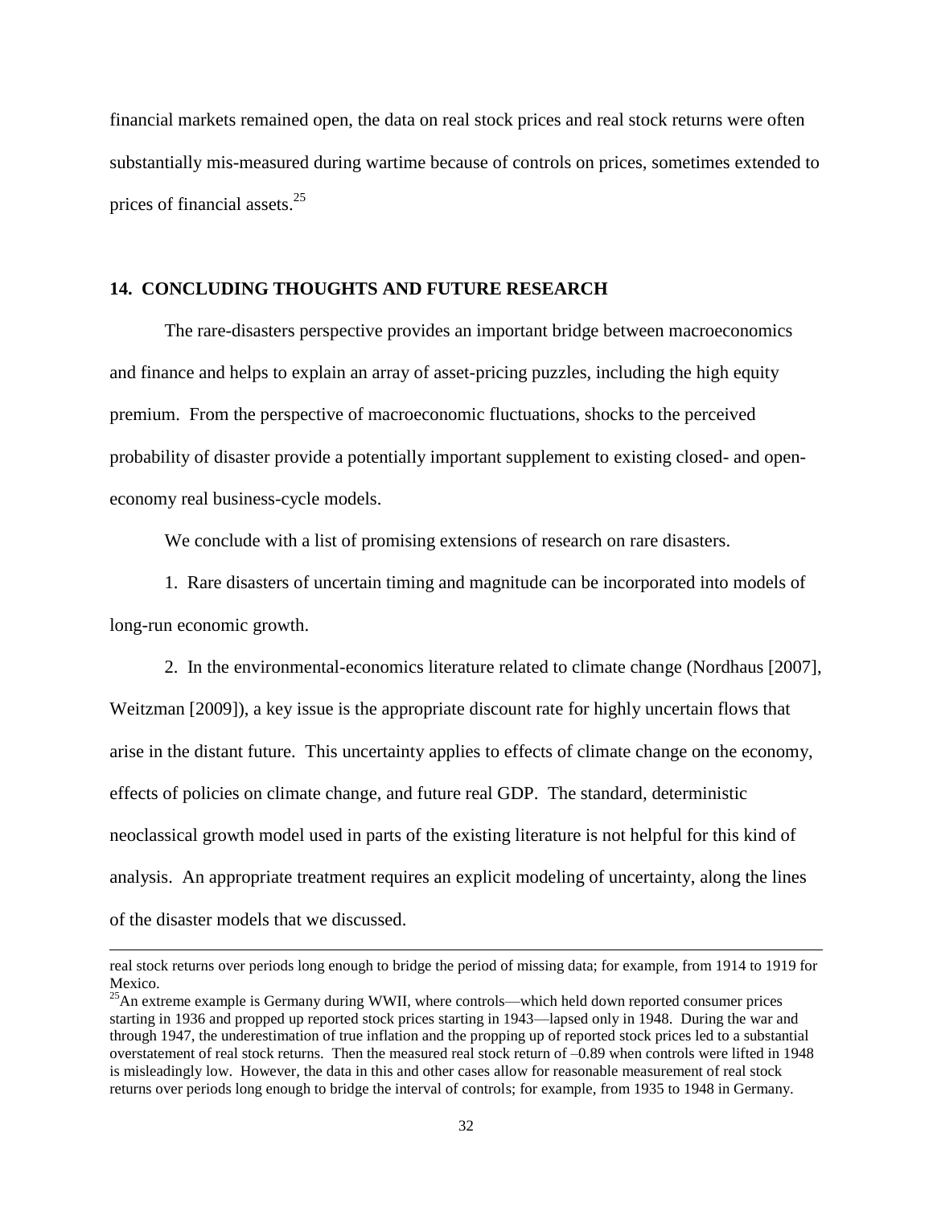financial markets remained open, the data on real stock prices and real stock returns were often substantially mis-measured during wartime because of controls on prices, sometimes extended to prices of financial assets.[25]

## 14. CONCLUDING THOUGHTS AND FUTURE RESEARCH

The rare-disasters perspective provides an important bridge between macroeconomics and finance and helps to explain an array of asset-pricing puzzles, including the high equity premium. From the perspective of macroeconomic fluctuations, shocks to the perceived probability of disaster provide a potentially important supplement to existing closed- and open-economy real business-cycle models.

We conclude with a list of promising extensions of research on rare disasters.

1. Rare disasters of uncertain timing and magnitude can be incorporated into models of long-run economic growth.

2. In the environmental-economics literature related to climate change (Nordhaus [2007], Weitzman [2009]), a key issue is the appropriate discount rate for highly uncertain flows that arise in the distant future. This uncertainty applies to effects of climate change on the economy, effects of policies on climate change, and future real GDP. The standard, deterministic neoclassical growth model used in parts of the existing literature is not helpful for this kind of analysis. An appropriate treatment requires an explicit modeling of uncertainty, along the lines of the disaster models that we discussed.

---

real stock returns over periods long enough to bridge the period of missing data; for example, from 1914 to 1919 for Mexico.

[25] An extreme example is Germany during WWII, where controls—which held down reported consumer prices starting in 1936 and propped up reported stock prices starting in 1943—lapsed only in 1948. During the war and through 1947, the underestimation of true inflation and the propping up of reported stock prices led to a substantial overstatement of real stock returns. Then the measured real stock return of –0.89 when controls were lifted in 1948 is misleadingly low. However, the data in this and other cases allow for reasonable measurement of real stock returns over periods long enough to bridge the interval of controls; for example, from 1935 to 1948 in Germany.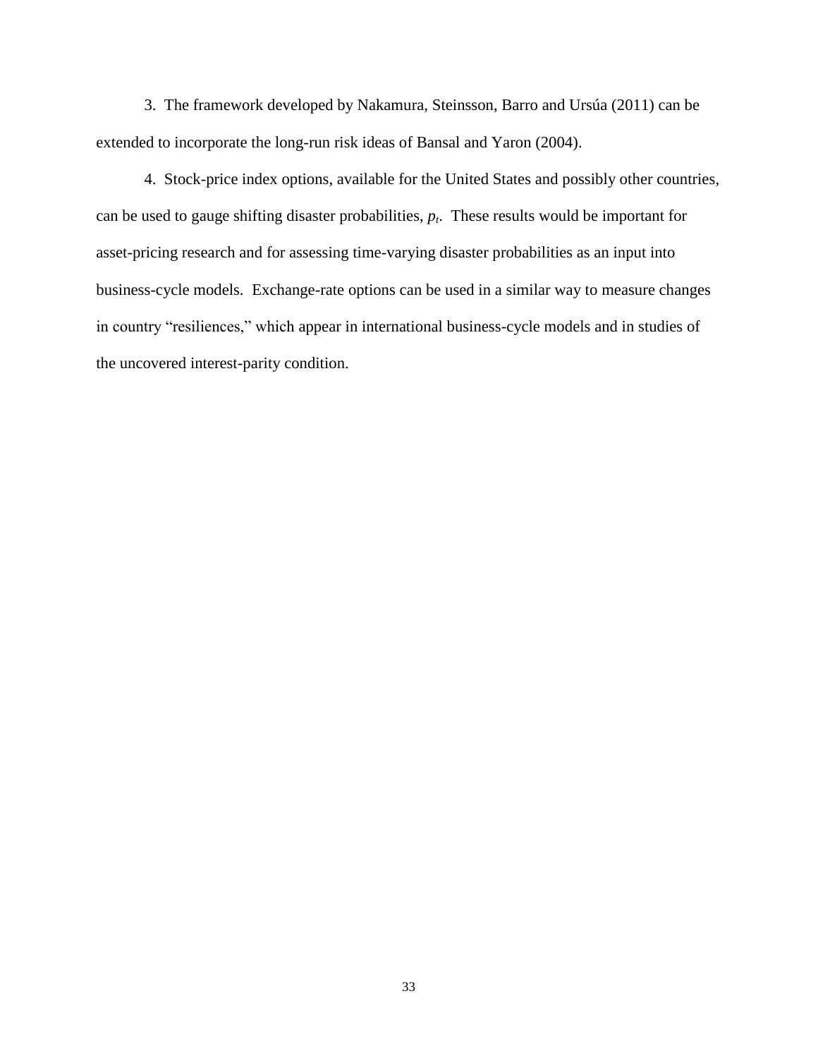3. The framework developed by Nakamura, Steinsson, Barro and Ursúa (2011) can be extended to incorporate the long-run risk ideas of Bansal and Yaron (2004).

4. Stock-price index options, available for the United States and possibly other countries, can be used to gauge shifting disaster probabilities, $p_t$. These results would be important for asset-pricing research and for assessing time-varying disaster probabilities as an input into business-cycle models. Exchange-rate options can be used in a similar way to measure changes in country "resiliences," which appear in international business-cycle models and in studies of the uncovered interest-parity condition.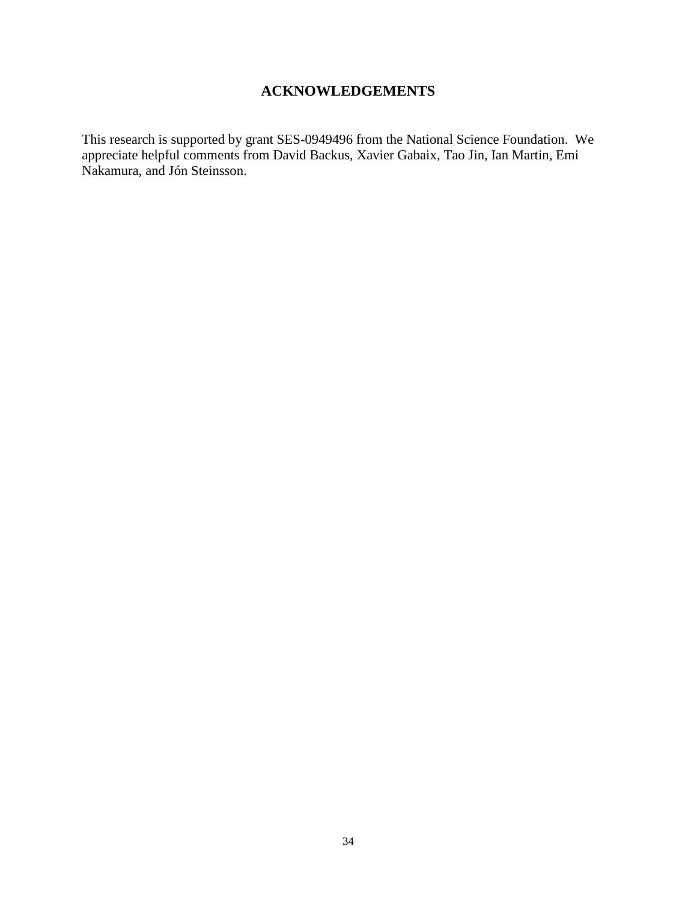## ACKNOWLEDGEMENTS

This research is supported by grant SES-0949496 from the National Science Foundation. We appreciate helpful comments from David Backus, Xavier Gabaix, Tao Jin, Ian Martin, Emi Nakamura, and Jón Steinsson.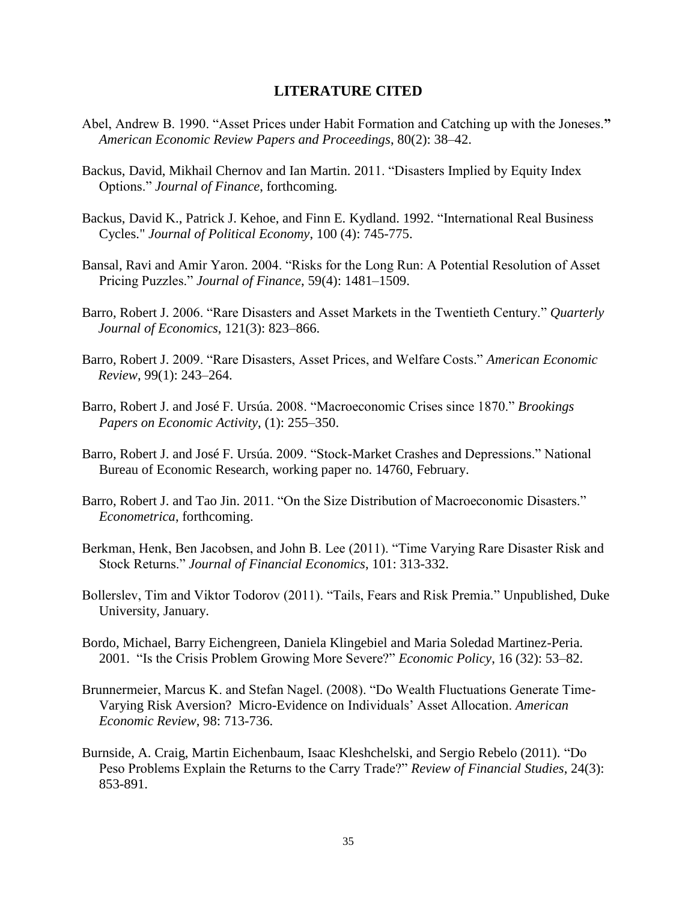## LITERATURE CITED

Abel, Andrew B. 1990. "Asset Prices under Habit Formation and Catching up with the Joneses." *American Economic Review Papers and Proceedings*, 80(2): 38–42.

Backus, David, Mikhail Chernov and Ian Martin. 2011. "Disasters Implied by Equity Index Options." *Journal of Finance*, forthcoming.

Backus, David K., Patrick J. Kehoe, and Finn E. Kydland. 1992. "International Real Business Cycles." *Journal of Political Economy*, 100 (4): 745-775.

Bansal, Ravi and Amir Yaron. 2004. "Risks for the Long Run: A Potential Resolution of Asset Pricing Puzzles." *Journal of Finance*, 59(4): 1481–1509.

Barro, Robert J. 2006. "Rare Disasters and Asset Markets in the Twentieth Century." *Quarterly Journal of Economics*, 121(3): 823–866.

Barro, Robert J. 2009. "Rare Disasters, Asset Prices, and Welfare Costs." *American Economic Review*, 99(1): 243–264.

Barro, Robert J. and José F. Ursúa. 2008. "Macroeconomic Crises since 1870." *Brookings Papers on Economic Activity*, (1): 255–350.

Barro, Robert J. and José F. Ursúa. 2009. "Stock-Market Crashes and Depressions." National Bureau of Economic Research, working paper no. 14760, February.

Barro, Robert J. and Tao Jin. 2011. "On the Size Distribution of Macroeconomic Disasters." *Econometrica*, forthcoming.

Berkman, Henk, Ben Jacobsen, and John B. Lee (2011). "Time Varying Rare Disaster Risk and Stock Returns." *Journal of Financial Economics*, 101: 313-332.

Bollerslev, Tim and Viktor Todorov (2011). "Tails, Fears and Risk Premia." Unpublished, Duke University, January.

Bordo, Michael, Barry Eichengreen, Daniela Klingebiel and Maria Soledad Martinez-Peria. 2001. "Is the Crisis Problem Growing More Severe?" *Economic Policy*, 16 (32): 53–82.

Brunnermeier, Marcus K. and Stefan Nagel. (2008). "Do Wealth Fluctuations Generate Time-Varying Risk Aversion? Micro-Evidence on Individuals' Asset Allocation. *American Economic Review*, 98: 713-736.

Burnside, A. Craig, Martin Eichenbaum, Isaac Kleshchelski, and Sergio Rebelo (2011). "Do Peso Problems Explain the Returns to the Carry Trade?" *Review of Financial Studies*, 24(3): 853-891.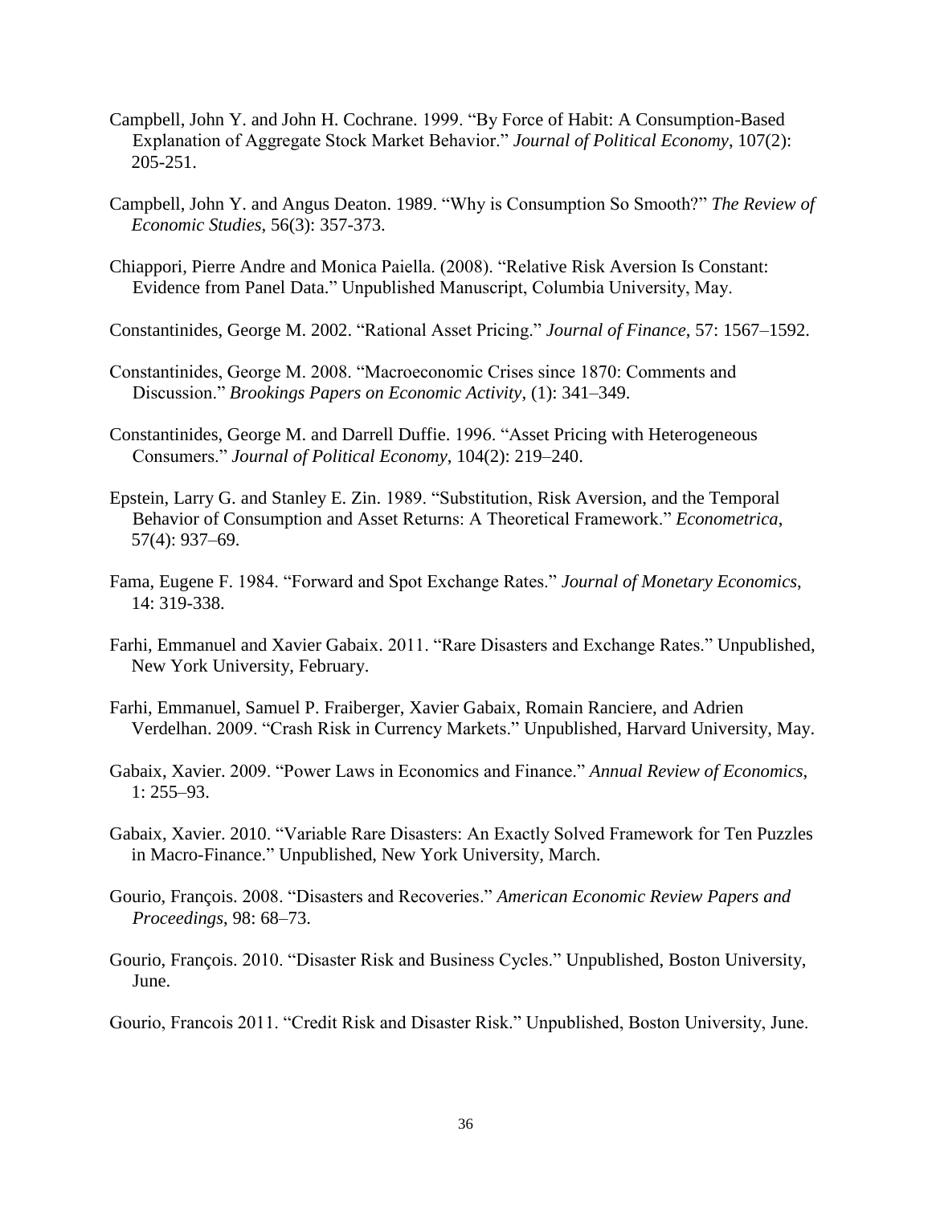Campbell, John Y. and John H. Cochrane. 1999. "By Force of Habit: A Consumption-Based Explanation of Aggregate Stock Market Behavior." *Journal of Political Economy*, 107(2): 205-251.

Campbell, John Y. and Angus Deaton. 1989. "Why is Consumption So Smooth?" *The Review of Economic Studies*, 56(3): 357-373.

Chiappori, Pierre Andre and Monica Paiella. (2008). "Relative Risk Aversion Is Constant: Evidence from Panel Data." Unpublished Manuscript, Columbia University, May.

Constantinides, George M. 2002. "Rational Asset Pricing." *Journal of Finance*, 57: 1567–1592.

Constantinides, George M. 2008. "Macroeconomic Crises since 1870: Comments and Discussion." *Brookings Papers on Economic Activity*, (1): 341–349.

Constantinides, George M. and Darrell Duffie. 1996. "Asset Pricing with Heterogeneous Consumers." *Journal of Political Economy*, 104(2): 219–240.

Epstein, Larry G. and Stanley E. Zin. 1989. "Substitution, Risk Aversion, and the Temporal Behavior of Consumption and Asset Returns: A Theoretical Framework." *Econometrica*, 57(4): 937–69.

Fama, Eugene F. 1984. "Forward and Spot Exchange Rates." *Journal of Monetary Economics*, 14: 319-338.

Farhi, Emmanuel and Xavier Gabaix. 2011. "Rare Disasters and Exchange Rates." Unpublished, New York University, February.

Farhi, Emmanuel, Samuel P. Fraiberger, Xavier Gabaix, Romain Ranciere, and Adrien Verdelhan. 2009. "Crash Risk in Currency Markets." Unpublished, Harvard University, May.

Gabaix, Xavier. 2009. "Power Laws in Economics and Finance." *Annual Review of Economics*, 1: 255–93.

Gabaix, Xavier. 2010. "Variable Rare Disasters: An Exactly Solved Framework for Ten Puzzles in Macro-Finance." Unpublished, New York University, March.

Gourio, François. 2008. "Disasters and Recoveries." *American Economic Review Papers and Proceedings*, 98: 68–73.

Gourio, François. 2010. "Disaster Risk and Business Cycles." Unpublished, Boston University, June.

Gourio, Francois 2011. "Credit Risk and Disaster Risk." Unpublished, Boston University, June.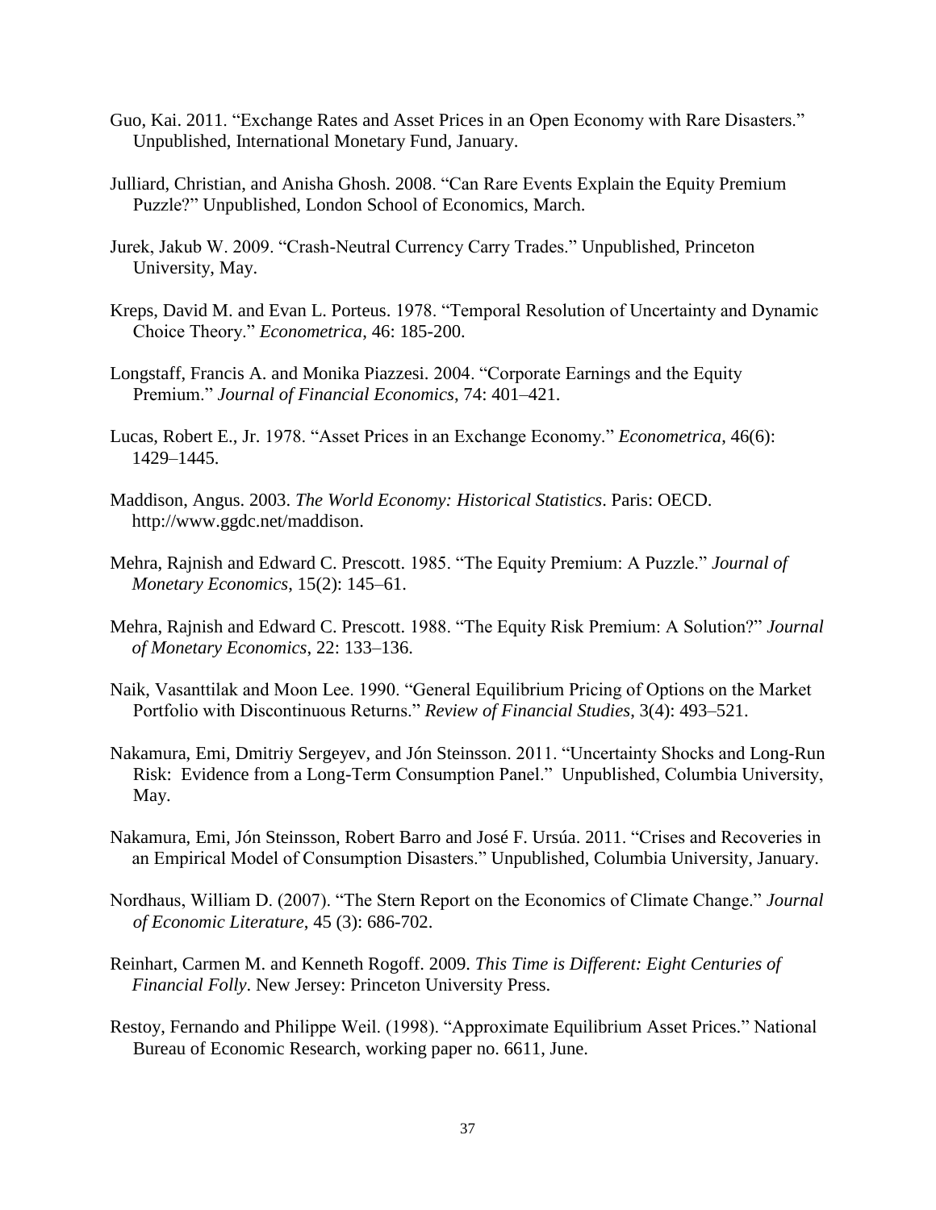Guo, Kai. 2011. "Exchange Rates and Asset Prices in an Open Economy with Rare Disasters." Unpublished, International Monetary Fund, January.

Julliard, Christian, and Anisha Ghosh. 2008. "Can Rare Events Explain the Equity Premium Puzzle?" Unpublished, London School of Economics, March.

Jurek, Jakub W. 2009. "Crash-Neutral Currency Carry Trades." Unpublished, Princeton University, May.

Kreps, David M. and Evan L. Porteus. 1978. "Temporal Resolution of Uncertainty and Dynamic Choice Theory." *Econometrica*, 46: 185-200.

Longstaff, Francis A. and Monika Piazzesi. 2004. "Corporate Earnings and the Equity Premium." *Journal of Financial Economics*, 74: 401–421.

Lucas, Robert E., Jr. 1978. "Asset Prices in an Exchange Economy." *Econometrica*, 46(6): 1429–1445.

Maddison, Angus. 2003. *The World Economy: Historical Statistics*. Paris: OECD. http://www.ggdc.net/maddison.

Mehra, Rajnish and Edward C. Prescott. 1985. "The Equity Premium: A Puzzle." *Journal of Monetary Economics*, 15(2): 145–61.

Mehra, Rajnish and Edward C. Prescott. 1988. "The Equity Risk Premium: A Solution?" *Journal of Monetary Economics*, 22: 133–136.

Naik, Vasanttilak and Moon Lee. 1990. "General Equilibrium Pricing of Options on the Market Portfolio with Discontinuous Returns." *Review of Financial Studies*, 3(4): 493–521.

Nakamura, Emi, Dmitriy Sergeyev, and Jón Steinsson. 2011. "Uncertainty Shocks and Long-Run Risk: Evidence from a Long-Term Consumption Panel." Unpublished, Columbia University, May.

Nakamura, Emi, Jón Steinsson, Robert Barro and José F. Ursúa. 2011. "Crises and Recoveries in an Empirical Model of Consumption Disasters." Unpublished, Columbia University, January.

Nordhaus, William D. (2007). "The Stern Report on the Economics of Climate Change." *Journal of Economic Literature*, 45 (3): 686-702.

Reinhart, Carmen M. and Kenneth Rogoff. 2009. *This Time is Different: Eight Centuries of Financial Folly*. New Jersey: Princeton University Press.

Restoy, Fernando and Philippe Weil. (1998). "Approximate Equilibrium Asset Prices." National Bureau of Economic Research, working paper no. 6611, June.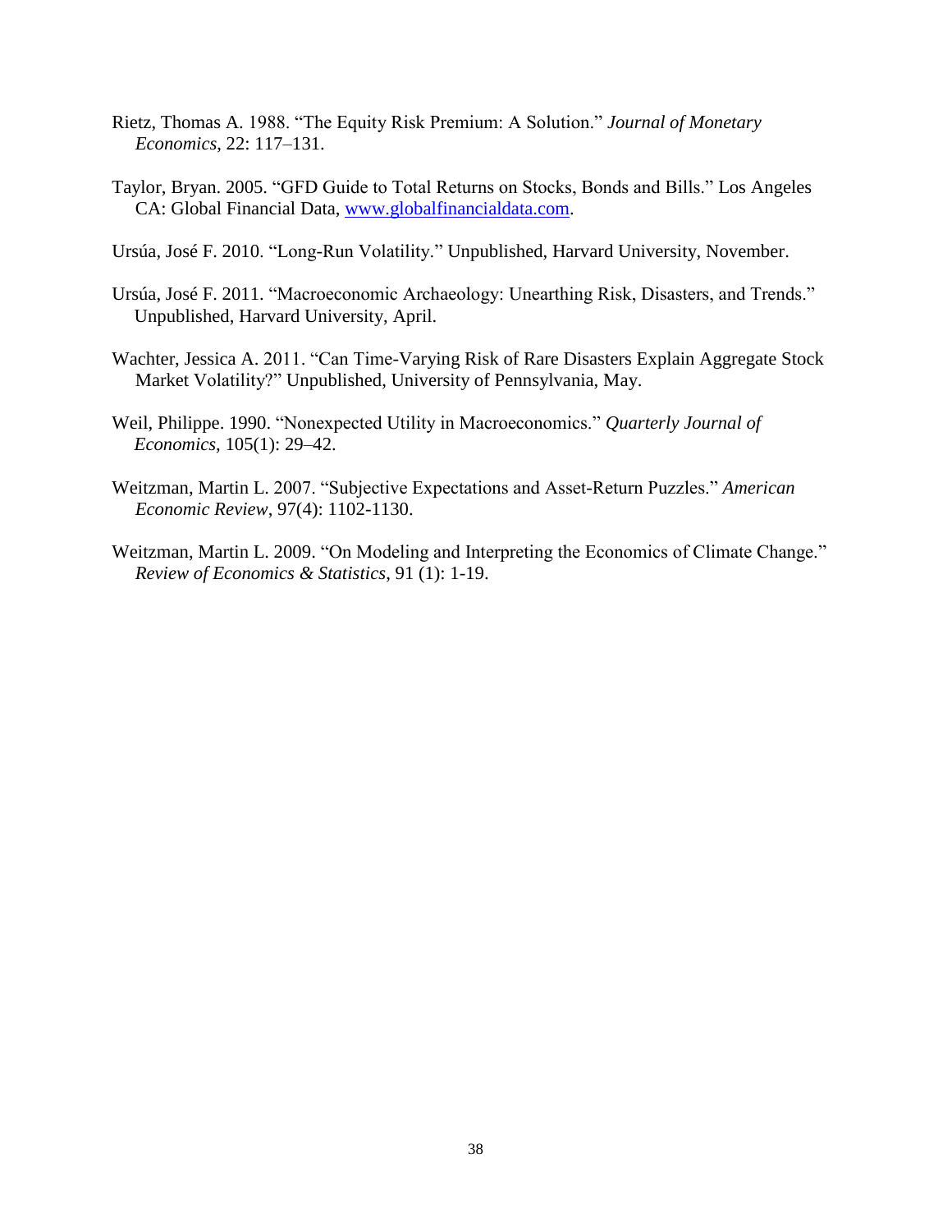Rietz, Thomas A. 1988. "The Equity Risk Premium: A Solution." *Journal of Monetary Economics*, 22: 117–131.

Taylor, Bryan. 2005. "GFD Guide to Total Returns on Stocks, Bonds and Bills." Los Angeles CA: Global Financial Data, www.globalfinancialdata.com.

Ursúa, José F. 2010. "Long-Run Volatility." Unpublished, Harvard University, November.

Ursúa, José F. 2011. "Macroeconomic Archaeology: Unearthing Risk, Disasters, and Trends." Unpublished, Harvard University, April.

Wachter, Jessica A. 2011. "Can Time-Varying Risk of Rare Disasters Explain Aggregate Stock Market Volatility?" Unpublished, University of Pennsylvania, May.

Weil, Philippe. 1990. "Nonexpected Utility in Macroeconomics." *Quarterly Journal of Economics*, 105(1): 29–42.

Weitzman, Martin L. 2007. "Subjective Expectations and Asset-Return Puzzles." *American Economic Review*, 97(4): 1102-1130.

Weitzman, Martin L. 2009. "On Modeling and Interpreting the Economics of Climate Change." *Review of Economics & Statistics*, 91 (1): 1-19.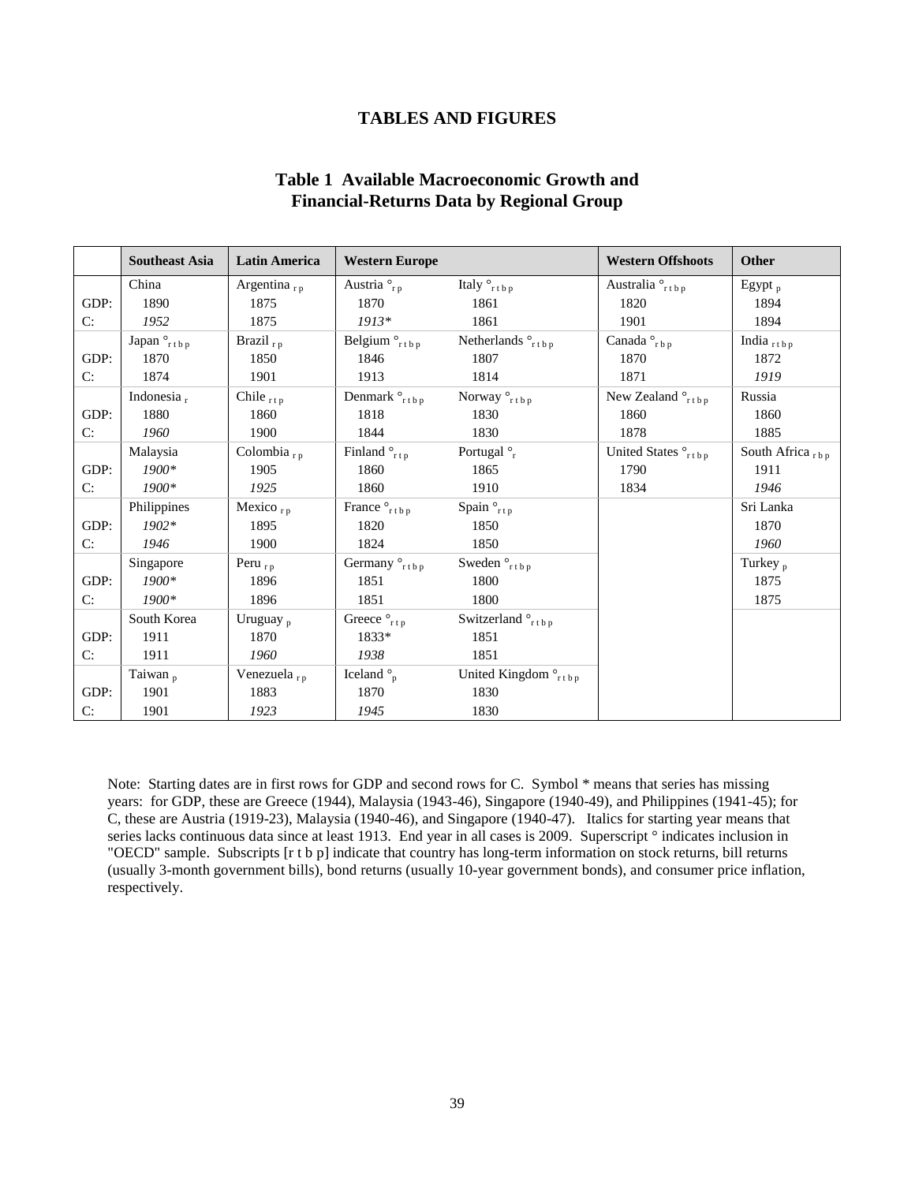# TABLES AND FIGURES

## Table 1 Available Macroeconomic Growth and Financial-Returns Data by Regional Group

| | Southeast Asia | Latin America | Western Europe | | Western Offshoots | Other |
|---|---|---|---|---|---|---|
| | China | Argentina $_{r\,p}$ | Austria $^{\circ}_{r\,p}$ | Italy $^{\circ}_{r\,t\,b\,p}$ | Australia $^{\circ}_{r\,t\,b\,p}$ | Egypt $_{p}$ |
| GDP: | 1890 | 1875 | 1870 | 1861 | 1820 | 1894 |
| C: | _1952_ | 1875 | _1913*_ | 1861 | 1901 | 1894 |
| | Japan $^{\circ}_{r\,t\,b\,p}$ | Brazil $_{r\,p}$ | Belgium $^{\circ}_{r\,t\,b\,p}$ | Netherlands $^{\circ}_{r\,t\,b\,p}$ | Canada $^{\circ}_{r\,b\,p}$ | India $_{r\,t\,b\,p}$ |
| GDP: | 1870 | 1850 | 1846 | 1807 | 1870 | 1872 |
| C: | 1874 | 1901 | 1913 | 1814 | 1871 | _1919_ |
| | Indonesia $_{r}$ | Chile $_{r\,t\,p}$ | Denmark $^{\circ}_{r\,t\,b\,p}$ | Norway $^{\circ}_{r\,t\,b\,p}$ | New Zealand $^{\circ}_{r\,t\,b\,p}$ | Russia |
| GDP: | 1880 | 1860 | 1818 | 1830 | 1860 | 1860 |
| C: | _1960_ | 1900 | 1844 | 1830 | 1878 | 1885 |
| | Malaysia | Colombia $_{r\,p}$ | Finland $^{\circ}_{r\,t\,p}$ | Portugal $^{\circ}_{r}$ | United States $^{\circ}_{r\,t\,b\,p}$ | South Africa $_{r\,b\,p}$ |
| GDP: | _1900*_ | 1905 | 1860 | 1865 | 1790 | 1911 |
| C: | _1900*_ | _1925_ | 1860 | 1910 | 1834 | _1946_ |
| | Philippines | Mexico $_{r\,p}$ | France $^{\circ}_{r\,t\,b\,p}$ | Spain $^{\circ}_{r\,t\,p}$ | | Sri Lanka |
| GDP: | _1902*_ | 1895 | 1820 | 1850 | | 1870 |
| C: | _1946_ | 1900 | 1824 | 1850 | | _1960_ |
| | Singapore | Peru $_{r\,p}$ | Germany $^{\circ}_{r\,t\,b\,p}$ | Sweden $^{\circ}_{r\,t\,b\,p}$ | | Turkey $_{p}$ |
| GDP: | _1900*_ | 1896 | 1851 | 1800 | | 1875 |
| C: | _1900*_ | 1896 | 1851 | 1800 | | 1875 |
| | South Korea | Uruguay $_{p}$ | Greece $^{\circ}_{r\,t\,p}$ | Switzerland $^{\circ}_{r\,t\,b\,p}$ | | |
| GDP: | 1911 | 1870 | 1833* | 1851 | | |
| C: | 1911 | _1960_ | _1938_ | 1851 | | |
| | Taiwan $_{p}$ | Venezuela $_{r\,p}$ | Iceland $^{\circ}_{p}$ | United Kingdom $^{\circ}_{r\,t\,b\,p}$ | | |
| GDP: | 1901 | 1883 | 1870 | 1830 | | |
| C: | 1901 | _1923_ | _1945_ | 1830 | | |

Note: Starting dates are in first rows for GDP and second rows for C. Symbol * means that series has missing years: for GDP, these are Greece (1944), Malaysia (1943-46), Singapore (1940-49), and Philippines (1941-45); for C, these are Austria (1919-23), Malaysia (1940-46), and Singapore (1940-47). Italics for starting year means that series lacks continuous data since at least 1913. End year in all cases is 2009. Superscript ° indicates inclusion in "OECD" sample. Subscripts [r t b p] indicate that country has long-term information on stock returns, bill returns (usually 3-month government bills), bond returns (usually 10-year government bonds), and consumer price inflation, respectively.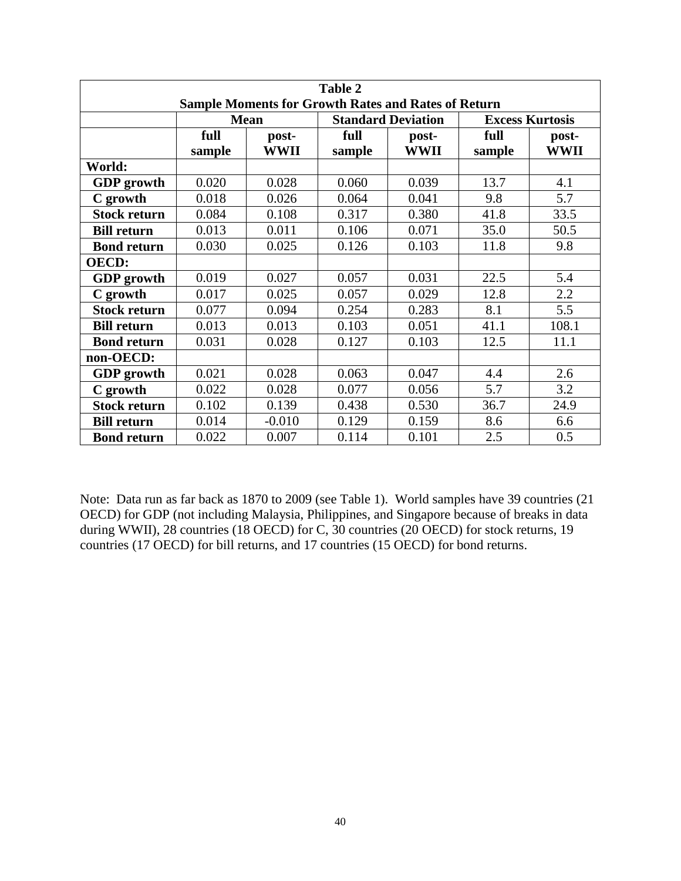**Table 2**

**Sample Moments for Growth Rates and Rates of Return**

| | **Mean** | | **Standard Deviation** | | **Excess Kurtosis** | |
|---|---|---|---|---|---|---|
| | **full sample** | **post-WWII** | **full sample** | **post-WWII** | **full sample** | **post-WWII** |
| **World:** | | | | | | |
| **GDP growth** | 0.020 | 0.028 | 0.060 | 0.039 | 13.7 | 4.1 |
| **C growth** | 0.018 | 0.026 | 0.064 | 0.041 | 9.8 | 5.7 |
| **Stock return** | 0.084 | 0.108 | 0.317 | 0.380 | 41.8 | 33.5 |
| **Bill return** | 0.013 | 0.011 | 0.106 | 0.071 | 35.0 | 50.5 |
| **Bond return** | 0.030 | 0.025 | 0.126 | 0.103 | 11.8 | 9.8 |
| **OECD:** | | | | | | |
| **GDP growth** | 0.019 | 0.027 | 0.057 | 0.031 | 22.5 | 5.4 |
| **C growth** | 0.017 | 0.025 | 0.057 | 0.029 | 12.8 | 2.2 |
| **Stock return** | 0.077 | 0.094 | 0.254 | 0.283 | 8.1 | 5.5 |
| **Bill return** | 0.013 | 0.013 | 0.103 | 0.051 | 41.1 | 108.1 |
| **Bond return** | 0.031 | 0.028 | 0.127 | 0.103 | 12.5 | 11.1 |
| **non-OECD:** | | | | | | |
| **GDP growth** | 0.021 | 0.028 | 0.063 | 0.047 | 4.4 | 2.6 |
| **C growth** | 0.022 | 0.028 | 0.077 | 0.056 | 5.7 | 3.2 |
| **Stock return** | 0.102 | 0.139 | 0.438 | 0.530 | 36.7 | 24.9 |
| **Bill return** | 0.014 | -0.010 | 0.129 | 0.159 | 8.6 | 6.6 |
| **Bond return** | 0.022 | 0.007 | 0.114 | 0.101 | 2.5 | 0.5 |

Note: Data run as far back as 1870 to 2009 (see Table 1). World samples have 39 countries (21 OECD) for GDP (not including Malaysia, Philippines, and Singapore because of breaks in data during WWII), 28 countries (18 OECD) for C, 30 countries (20 OECD) for stock returns, 19 countries (17 OECD) for bill returns, and 17 countries (15 OECD) for bond returns.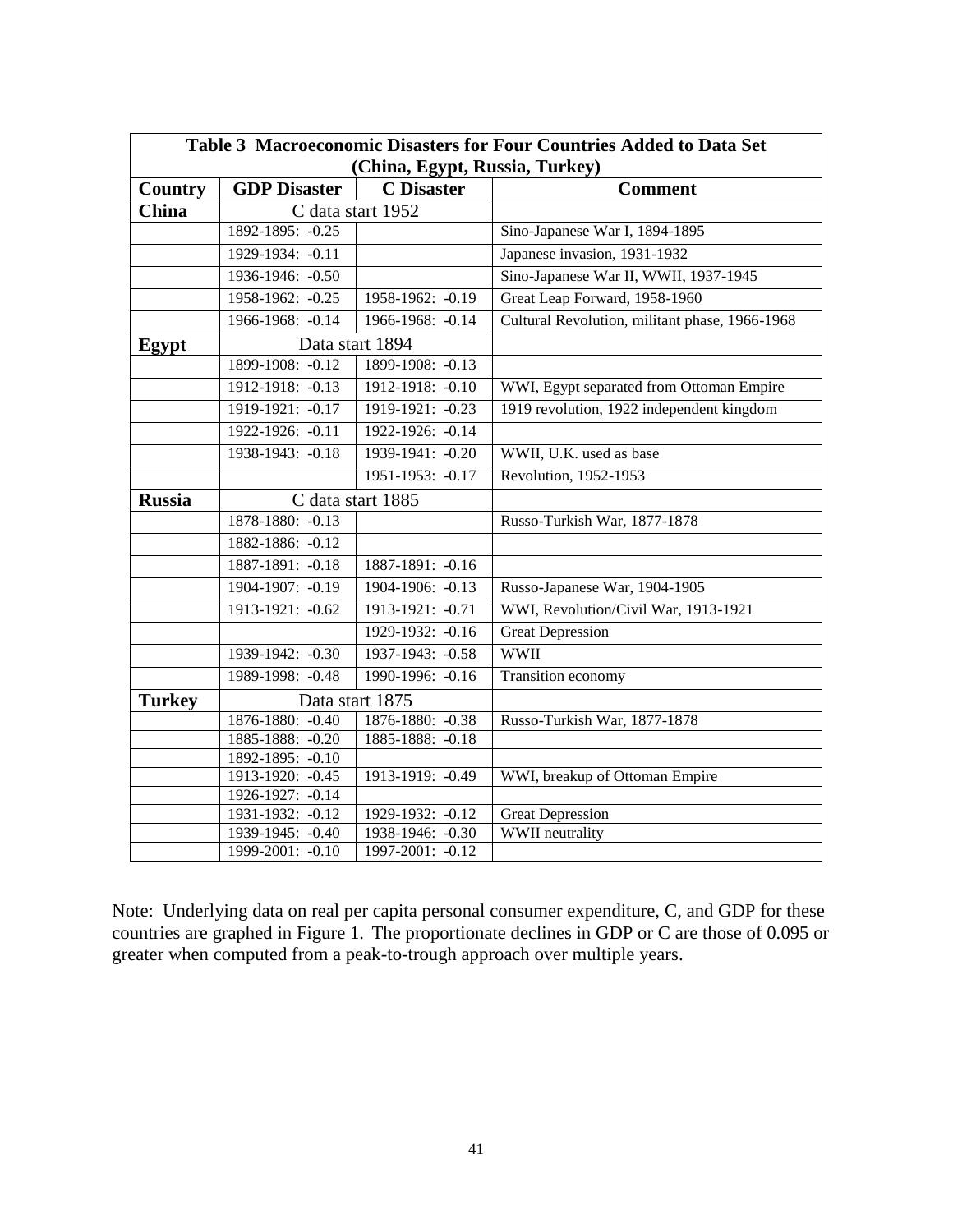**Table 3 Macroeconomic Disasters for Four Countries Added to Data Set (China, Egypt, Russia, Turkey)**

| Country | GDP Disaster | C Disaster | Comment |
|---|---|---|---|
| **China** | C data start 1952 | | |
| | 1892-1895: -0.25 | | Sino-Japanese War I, 1894-1895 |
| | 1929-1934: -0.11 | | Japanese invasion, 1931-1932 |
| | 1936-1946: -0.50 | | Sino-Japanese War II, WWII, 1937-1945 |
| | 1958-1962: -0.25 | 1958-1962: -0.19 | Great Leap Forward, 1958-1960 |
| | 1966-1968: -0.14 | 1966-1968: -0.14 | Cultural Revolution, militant phase, 1966-1968 |
| **Egypt** | Data start 1894 | | |
| | 1899-1908: -0.12 | 1899-1908: -0.13 | |
| | 1912-1918: -0.13 | 1912-1918: -0.10 | WWI, Egypt separated from Ottoman Empire |
| | 1919-1921: -0.17 | 1919-1921: -0.23 | 1919 revolution, 1922 independent kingdom |
| | 1922-1926: -0.11 | 1922-1926: -0.14 | |
| | 1938-1943: -0.18 | 1939-1941: -0.20 | WWII, U.K. used as base |
| | | 1951-1953: -0.17 | Revolution, 1952-1953 |
| **Russia** | C data start 1885 | | |
| | 1878-1880: -0.13 | | Russo-Turkish War, 1877-1878 |
| | 1882-1886: -0.12 | | |
| | 1887-1891: -0.18 | 1887-1891: -0.16 | |
| | 1904-1907: -0.19 | 1904-1906: -0.13 | Russo-Japanese War, 1904-1905 |
| | 1913-1921: -0.62 | 1913-1921: -0.71 | WWI, Revolution/Civil War, 1913-1921 |
| | | 1929-1932: -0.16 | Great Depression |
| | 1939-1942: -0.30 | 1937-1943: -0.58 | WWII |
| | 1989-1998: -0.48 | 1990-1996: -0.16 | Transition economy |
| **Turkey** | Data start 1875 | | |
| | 1876-1880: -0.40 | 1876-1880: -0.38 | Russo-Turkish War, 1877-1878 |
| | 1885-1888: -0.20 | 1885-1888: -0.18 | |
| | 1892-1895: -0.10 | | |
| | 1913-1920: -0.45 | 1913-1919: -0.49 | WWI, breakup of Ottoman Empire |
| | 1926-1927: -0.14 | | |
| | 1931-1932: -0.12 | 1929-1932: -0.12 | Great Depression |
| | 1939-1945: -0.40 | 1938-1946: -0.30 | WWII neutrality |
| | 1999-2001: -0.10 | 1997-2001: -0.12 | |

Note: Underlying data on real per capita personal consumer expenditure, C, and GDP for these countries are graphed in Figure 1. The proportionate declines in GDP or C are those of 0.095 or greater when computed from a peak-to-trough approach over multiple years.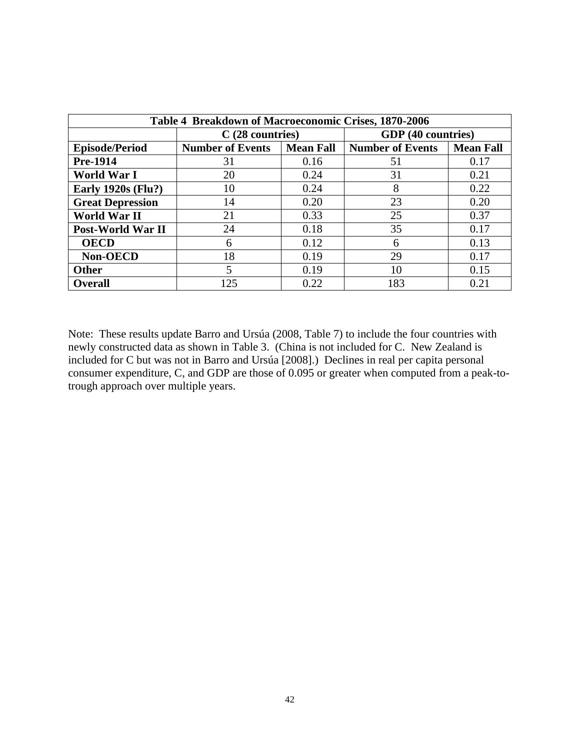| Table 4 Breakdown of Macroeconomic Crises, 1870-2006 | | | | |
|---|---|---|---|---|
| | C (28 countries) | | GDP (40 countries) | |
| **Episode/Period** | **Number of Events** | **Mean Fall** | **Number of Events** | **Mean Fall** |
| **Pre-1914** | 31 | 0.16 | 51 | 0.17 |
| **World War I** | 20 | 0.24 | 31 | 0.21 |
| **Early 1920s (Flu?)** | 10 | 0.24 | 8 | 0.22 |
| **Great Depression** | 14 | 0.20 | 23 | 0.20 |
| **World War II** | 21 | 0.33 | 25 | 0.37 |
| **Post-World War II** | 24 | 0.18 | 35 | 0.17 |
| **OECD** | 6 | 0.12 | 6 | 0.13 |
| **Non-OECD** | 18 | 0.19 | 29 | 0.17 |
| **Other** | 5 | 0.19 | 10 | 0.15 |
| **Overall** | 125 | 0.22 | 183 | 0.21 |

Note: These results update Barro and Ursúa (2008, Table 7) to include the four countries with newly constructed data as shown in Table 3. (China is not included for C. New Zealand is included for C but was not in Barro and Ursúa [2008].) Declines in real per capita personal consumer expenditure, C, and GDP are those of 0.095 or greater when computed from a peak-to-trough approach over multiple years.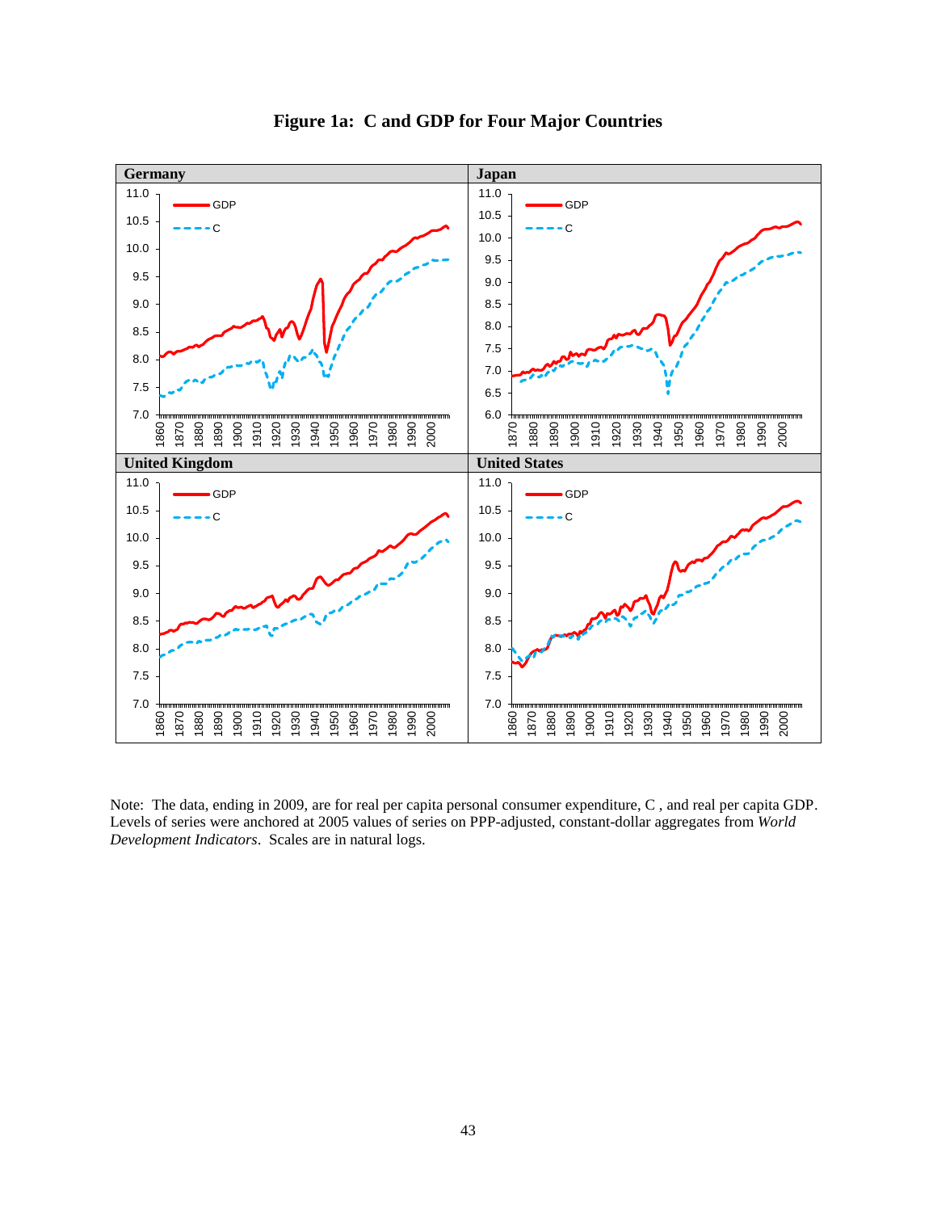**Figure 1a: C and GDP for Four Major Countries**

Note: The data, ending in 2009, are for real per capita personal consumer expenditure, C , and real per capita GDP. Levels of series were anchored at 2005 values of series on PPP-adjusted, constant-dollar aggregates from *World Development Indicators*. Scales are in natural logs.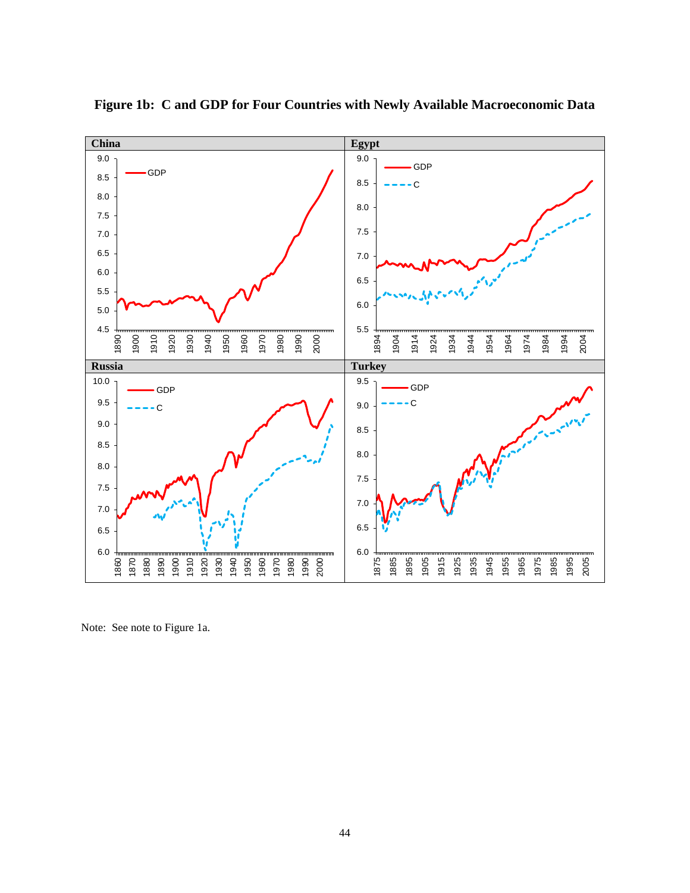**Figure 1b: C and GDP for Four Countries with Newly Available Macroeconomic Data**

Note: See note to Figure 1a.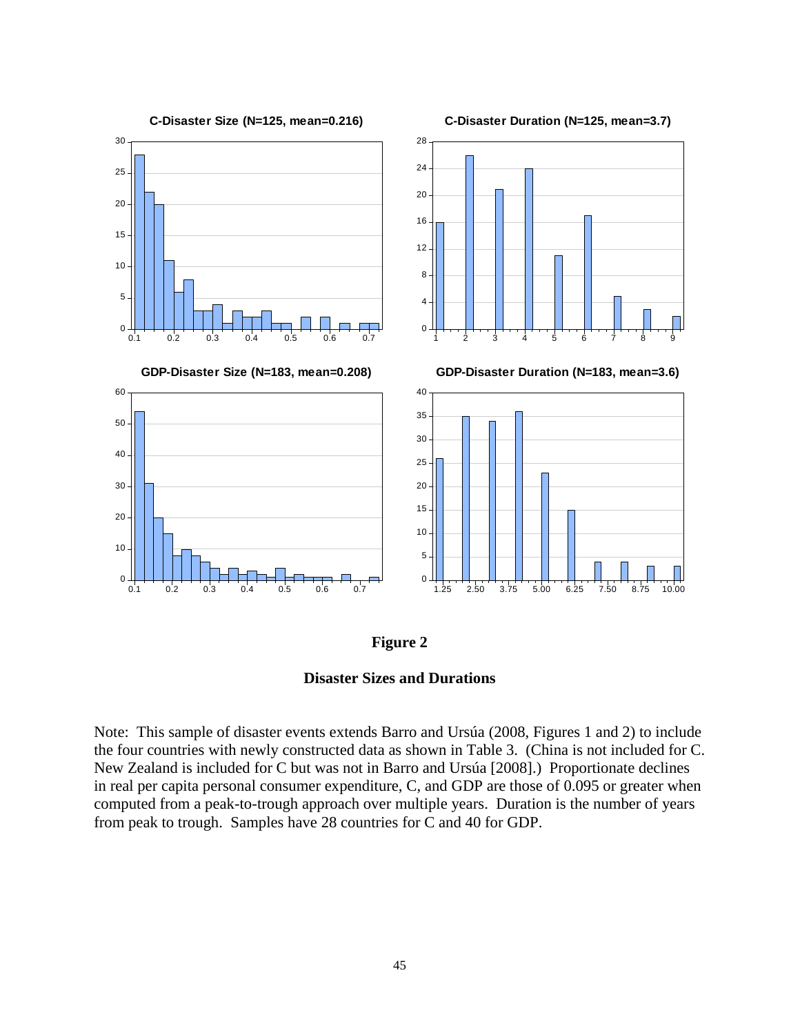C-Disaster Size (N=125, mean=0.216)

30
25
20
15
10
5
0

0.1 0.2 0.3 0.4 0.5 0.6 0.7

C-Disaster Duration (N=125, mean=3.7)

28
24
20
16
12
8
4
0

1 2 3 4 5 6 7 8 9

GDP-Disaster Size (N=183, mean=0.208)

60
50
40
30
20
10
0

0.1 0.2 0.3 0.4 0.5 0.6 0.7

GDP-Disaster Duration (N=183, mean=3.6)

40
35
30
25
20
15
10
5
0

1.25 2.50 3.75 5.00 6.25 7.50 8.75 10.00

**Figure 2**

**Disaster Sizes and Durations**

Note: This sample of disaster events extends Barro and Ursúa (2008, Figures 1 and 2) to include the four countries with newly constructed data as shown in Table 3. (China is not included for C. New Zealand is included for C but was not in Barro and Ursúa [2008].) Proportionate declines in real per capita personal consumer expenditure, C, and GDP are those of 0.095 or greater when computed from a peak-to-trough approach over multiple years. Duration is the number of years from peak to trough. Samples have 28 countries for C and 40 for GDP.